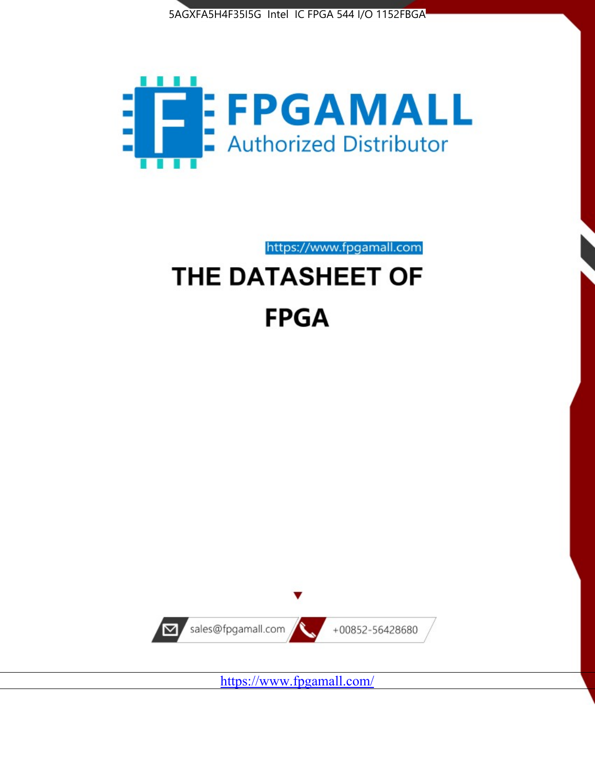5AGXFA5H4F35I5G Intel IC FPGA 544 I/O 1152FBGA

FPGAMALL
Authorized Distributor

https://www.fpgamall.com

# THE DATASHEET OF FPGA

sales@fpgamall.com

+00852-56428680

https://www.fpgamall.com/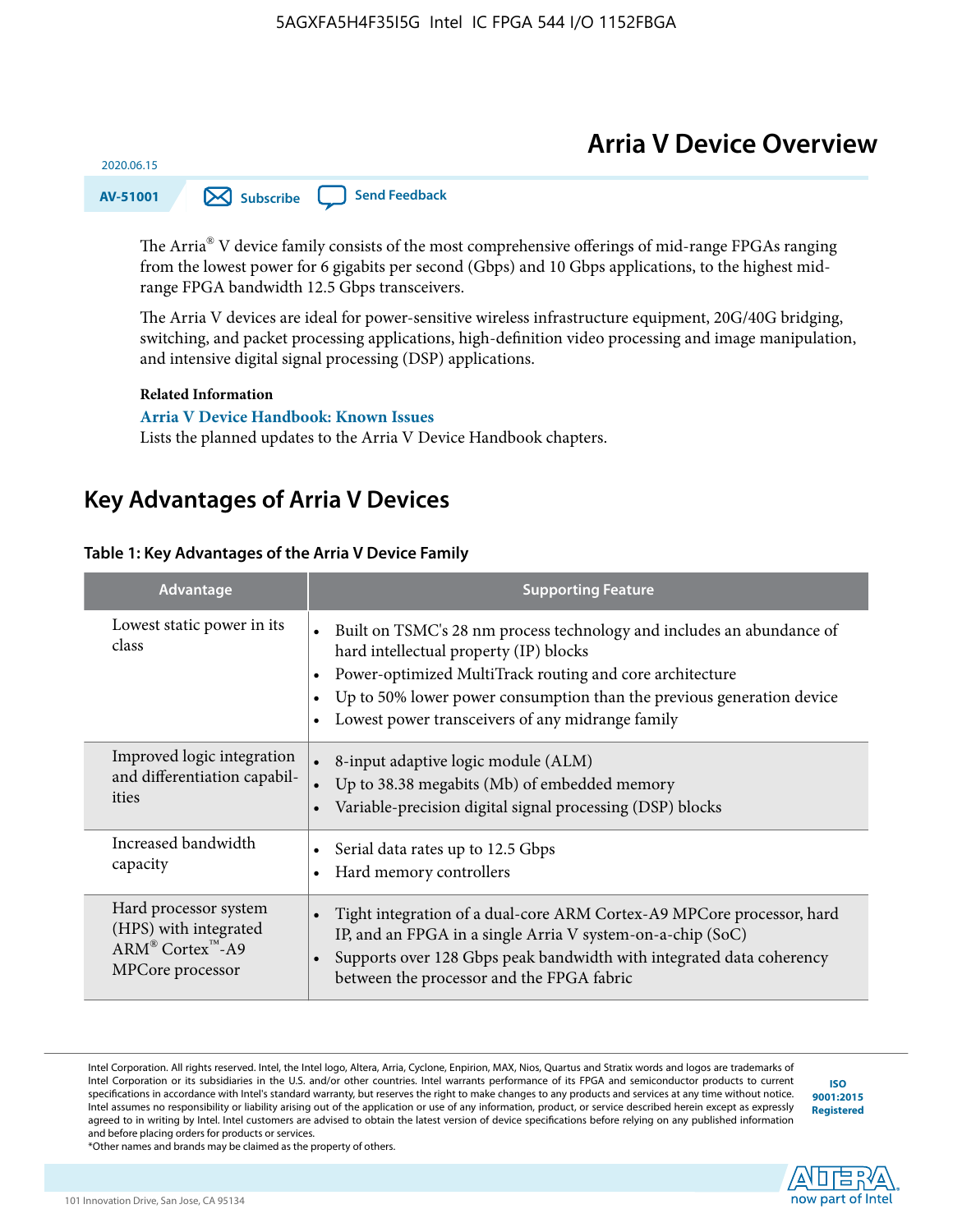# Arria V Device Overview

2020.06.15

AV-51001

The Arria® V device family consists of the most comprehensive offerings of mid-range FPGAs ranging from the lowest power for 6 gigabits per second (Gbps) and 10 Gbps applications, to the highest mid-range FPGA bandwidth 12.5 Gbps transceivers.

The Arria V devices are ideal for power-sensitive wireless infrastructure equipment, 20G/40G bridging, switching, and packet processing applications, high-definition video processing and image manipulation, and intensive digital signal processing (DSP) applications.

**Related Information**

**Arria V Device Handbook: Known Issues**

Lists the planned updates to the Arria V Device Handbook chapters.

## Key Advantages of Arria V Devices

**Table 1: Key Advantages of the Arria V Device Family**

| Advantage | Supporting Feature |
|---|---|
| Lowest static power in its class | • Built on TSMC's 28 nm process technology and includes an abundance of hard intellectual property (IP) blocks<br>• Power-optimized MultiTrack routing and core architecture<br>• Up to 50% lower power consumption than the previous generation device<br>• Lowest power transceivers of any midrange family |
| Improved logic integration and differentiation capabilities | • 8-input adaptive logic module (ALM)<br>• Up to 38.38 megabits (Mb) of embedded memory<br>• Variable-precision digital signal processing (DSP) blocks |
| Increased bandwidth capacity | • Serial data rates up to 12.5 Gbps<br>• Hard memory controllers |
| Hard processor system (HPS) with integrated ARM® Cortex™-A9 MPCore processor | • Tight integration of a dual-core ARM Cortex-A9 MPCore processor, hard IP, and an FPGA in a single Arria V system-on-a-chip (SoC)<br>• Supports over 128 Gbps peak bandwidth with integrated data coherency between the processor and the FPGA fabric |

Intel Corporation. All rights reserved. Intel, the Intel logo, Altera, Arria, Cyclone, Enpirion, MAX, Nios, Quartus and Stratix words and logos are trademarks of Intel Corporation or its subsidiaries in the U.S. and/or other countries. Intel warrants performance of its FPGA and semiconductor products to current specifications in accordance with Intel's standard warranty, but reserves the right to make changes to any products and services at any time without notice. Intel assumes no responsibility or liability arising out of the application or use of any information, product, or service described herein except as expressly agreed to in writing by Intel. Intel customers are advised to obtain the latest version of device specifications before relying on any published information and before placing orders for products or services.
*Other names and brands may be claimed as the property of others.

ISO 9001:2015 Registered

101 Innovation Drive, San Jose, CA 95134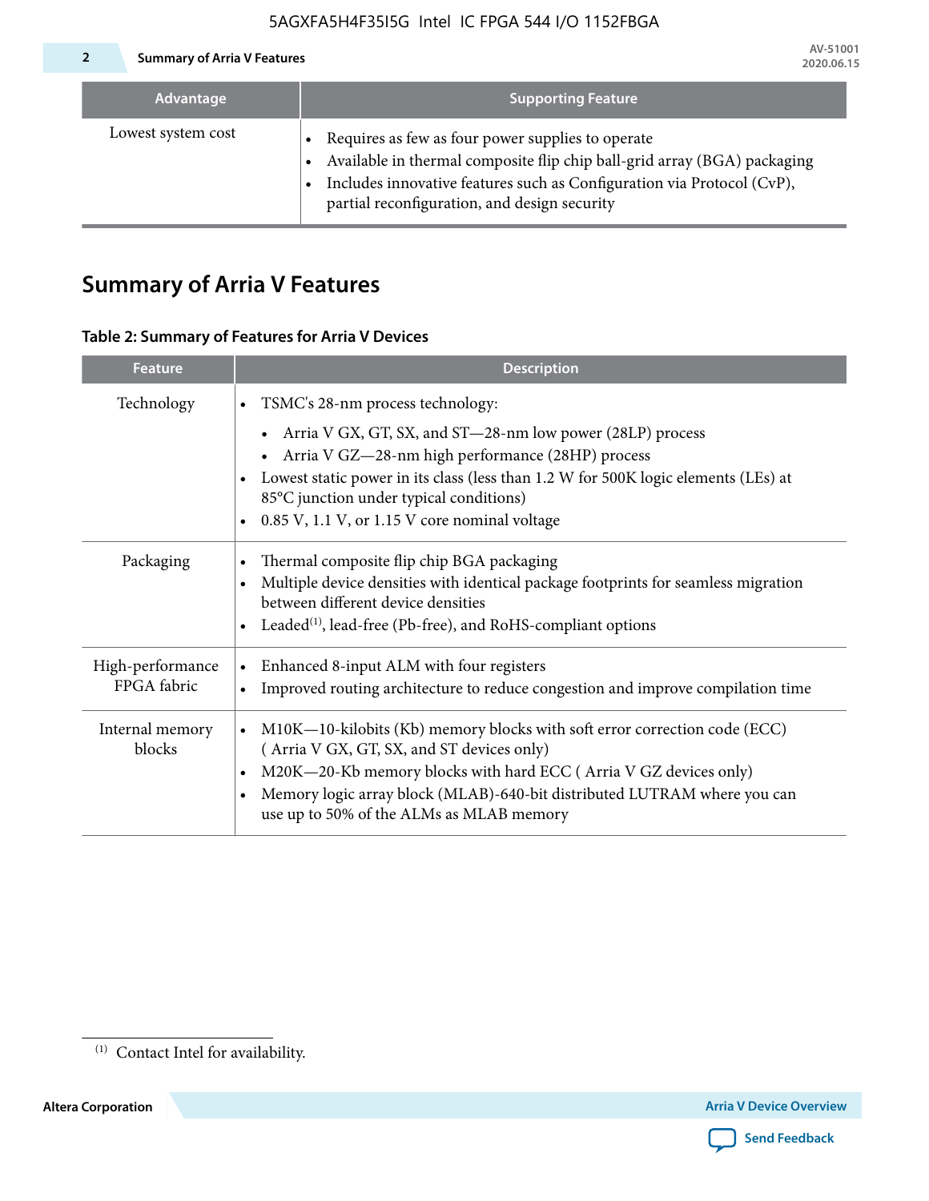| Advantage | Supporting Feature |
| --- | --- |
| Lowest system cost | • Requires as few as four power supplies to operate<br>• Available in thermal composite flip chip ball-grid array (BGA) packaging<br>• Includes innovative features such as Configuration via Protocol (CvP), partial reconfiguration, and design security |

## Summary of Arria V Features

**Table 2: Summary of Features for Arria V Devices**

| Feature | Description |
| --- | --- |
| Technology | • TSMC's 28-nm process technology:<br>  • Arria V GX, GT, SX, and ST—28-nm low power (28LP) process<br>  • Arria V GZ—28-nm high performance (28HP) process<br>• Lowest static power in its class (less than 1.2 W for 500K logic elements (LEs) at 85°C junction under typical conditions)<br>• 0.85 V, 1.1 V, or 1.15 V core nominal voltage |
| Packaging | • Thermal composite flip chip BGA packaging<br>• Multiple device densities with identical package footprints for seamless migration between different device densities<br>• Leaded[1], lead-free (Pb-free), and RoHS-compliant options |
| High-performance FPGA fabric | • Enhanced 8-input ALM with four registers<br>• Improved routing architecture to reduce congestion and improve compilation time |
| Internal memory blocks | • M10K—10-kilobits (Kb) memory blocks with soft error correction code (ECC) ( Arria V GX, GT, SX, and ST devices only)<br>• M20K—20-Kb memory blocks with hard ECC ( Arria V GZ devices only)<br>• Memory logic array block (MLAB)-640-bit distributed LUTRAM where you can use up to 50% of the ALMs as MLAB memory |

[1] Contact Intel for availability.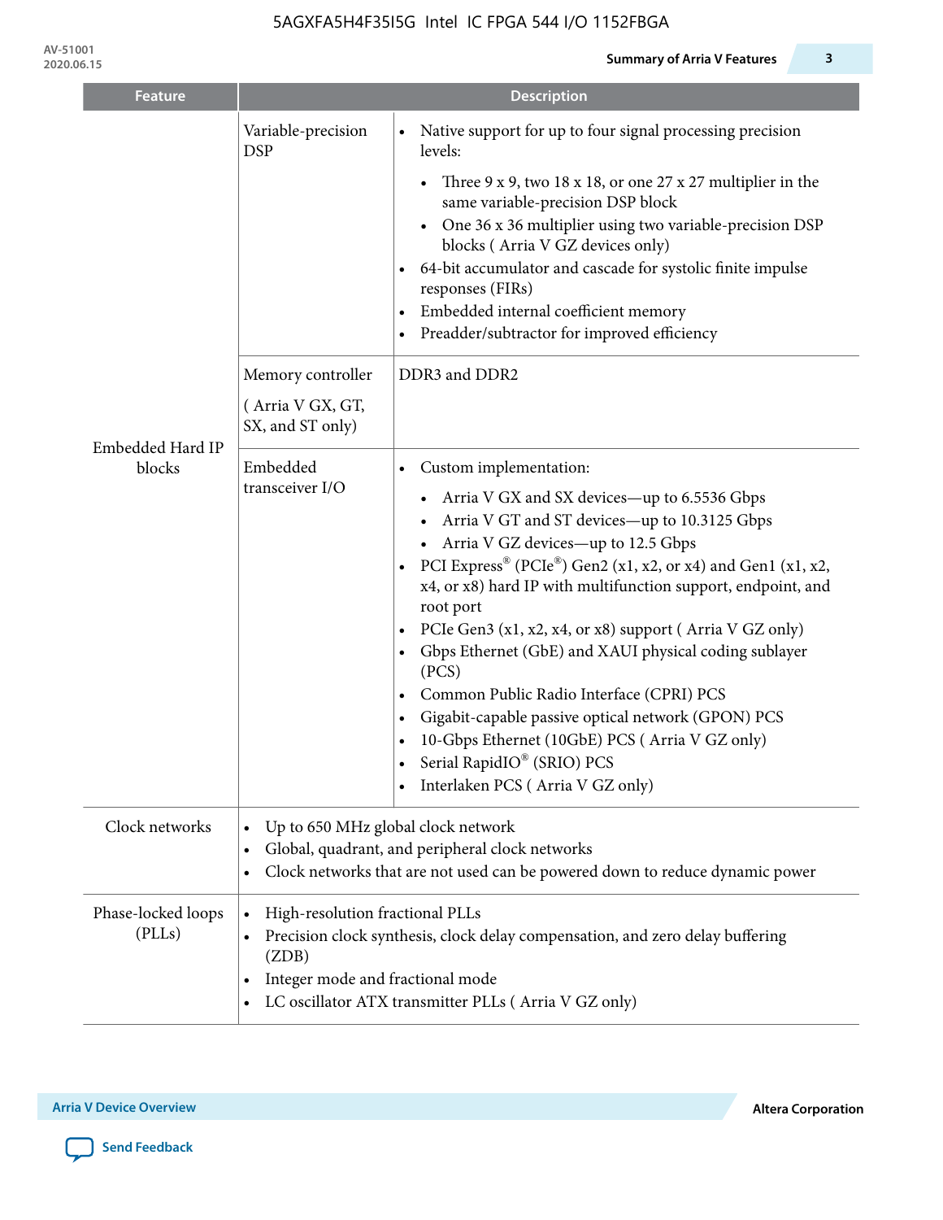| Feature | | Description |
|---|---|---|
| Embedded Hard IP blocks | Variable-precision DSP | • Native support for up to four signal processing precision levels:<br>  ◦ Three 9 x 9, two 18 x 18, or one 27 x 27 multiplier in the same variable-precision DSP block<br>  ◦ One 36 x 36 multiplier using two variable-precision DSP blocks ( Arria V GZ devices only)<br>• 64-bit accumulator and cascade for systolic finite impulse responses (FIRs)<br>• Embedded internal coefficient memory<br>• Preadder/subtractor for improved efficiency |
| | Memory controller<br>( Arria V GX, GT, SX, and ST only) | DDR3 and DDR2 |
| | Embedded transceiver I/O | • Custom implementation:<br>  ◦ Arria V GX and SX devices—up to 6.5536 Gbps<br>  ◦ Arria V GT and ST devices—up to 10.3125 Gbps<br>  ◦ Arria V GZ devices—up to 12.5 Gbps<br>• PCI Express® (PCIe®) Gen2 (x1, x2, or x4) and Gen1 (x1, x2, x4, or x8) hard IP with multifunction support, endpoint, and root port<br>• PCIe Gen3 (x1, x2, x4, or x8) support ( Arria V GZ only)<br>• Gbps Ethernet (GbE) and XAUI physical coding sublayer (PCS)<br>• Common Public Radio Interface (CPRI) PCS<br>• Gigabit-capable passive optical network (GPON) PCS<br>• 10-Gbps Ethernet (10GbE) PCS ( Arria V GZ only)<br>• Serial RapidIO® (SRIO) PCS<br>• Interlaken PCS ( Arria V GZ only) |
| Clock networks | | • Up to 650 MHz global clock network<br>• Global, quadrant, and peripheral clock networks<br>• Clock networks that are not used can be powered down to reduce dynamic power |
| Phase-locked loops (PLLs) | | • High-resolution fractional PLLs<br>• Precision clock synthesis, clock delay compensation, and zero delay buffering (ZDB)<br>• Integer mode and fractional mode<br>• LC oscillator ATX transmitter PLLs ( Arria V GZ only) |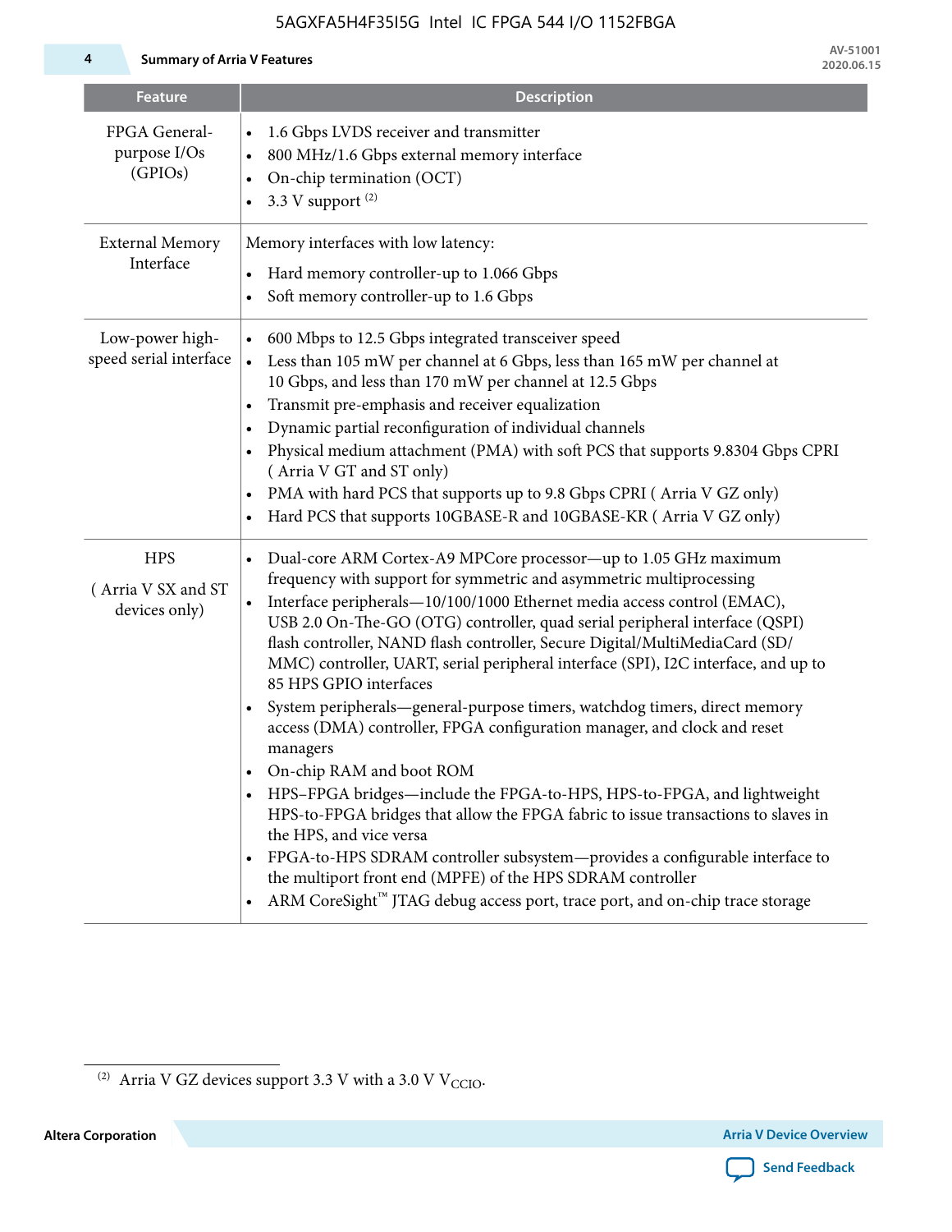| Feature | Description |
| --- | --- |
| FPGA General-purpose I/Os (GPIOs) | • 1.6 Gbps LVDS receiver and transmitter<br>• 800 MHz/1.6 Gbps external memory interface<br>• On-chip termination (OCT)<br>• 3.3 V support [2] |
| External Memory Interface | Memory interfaces with low latency:<br>• Hard memory controller-up to 1.066 Gbps<br>• Soft memory controller-up to 1.6 Gbps |
| Low-power high-speed serial interface | • 600 Mbps to 12.5 Gbps integrated transceiver speed<br>• Less than 105 mW per channel at 6 Gbps, less than 165 mW per channel at 10 Gbps, and less than 170 mW per channel at 12.5 Gbps<br>• Transmit pre-emphasis and receiver equalization<br>• Dynamic partial reconfiguration of individual channels<br>• Physical medium attachment (PMA) with soft PCS that supports 9.8304 Gbps CPRI ( Arria V GT and ST only)<br>• PMA with hard PCS that supports up to 9.8 Gbps CPRI ( Arria V GZ only)<br>• Hard PCS that supports 10GBASE-R and 10GBASE-KR ( Arria V GZ only) |
| HPS<br>( Arria V SX and ST devices only) | • Dual-core ARM Cortex-A9 MPCore processor—up to 1.05 GHz maximum frequency with support for symmetric and asymmetric multiprocessing<br>• Interface peripherals—10/100/1000 Ethernet media access control (EMAC), USB 2.0 On-The-GO (OTG) controller, quad serial peripheral interface (QSPI) flash controller, NAND flash controller, Secure Digital/MultiMediaCard (SD/MMC) controller, UART, serial peripheral interface (SPI), I2C interface, and up to 85 HPS GPIO interfaces<br>• System peripherals—general-purpose timers, watchdog timers, direct memory access (DMA) controller, FPGA configuration manager, and clock and reset managers<br>• On-chip RAM and boot ROM<br>• HPS–FPGA bridges—include the FPGA-to-HPS, HPS-to-FPGA, and lightweight HPS-to-FPGA bridges that allow the FPGA fabric to issue transactions to slaves in the HPS, and vice versa<br>• FPGA-to-HPS SDRAM controller subsystem—provides a configurable interface to the multiport front end (MPFE) of the HPS SDRAM controller<br>• ARM CoreSight™ JTAG debug access port, trace port, and on-chip trace storage |

[2] Arria V GZ devices support 3.3 V with a 3.0 V $V_{CCIO}$.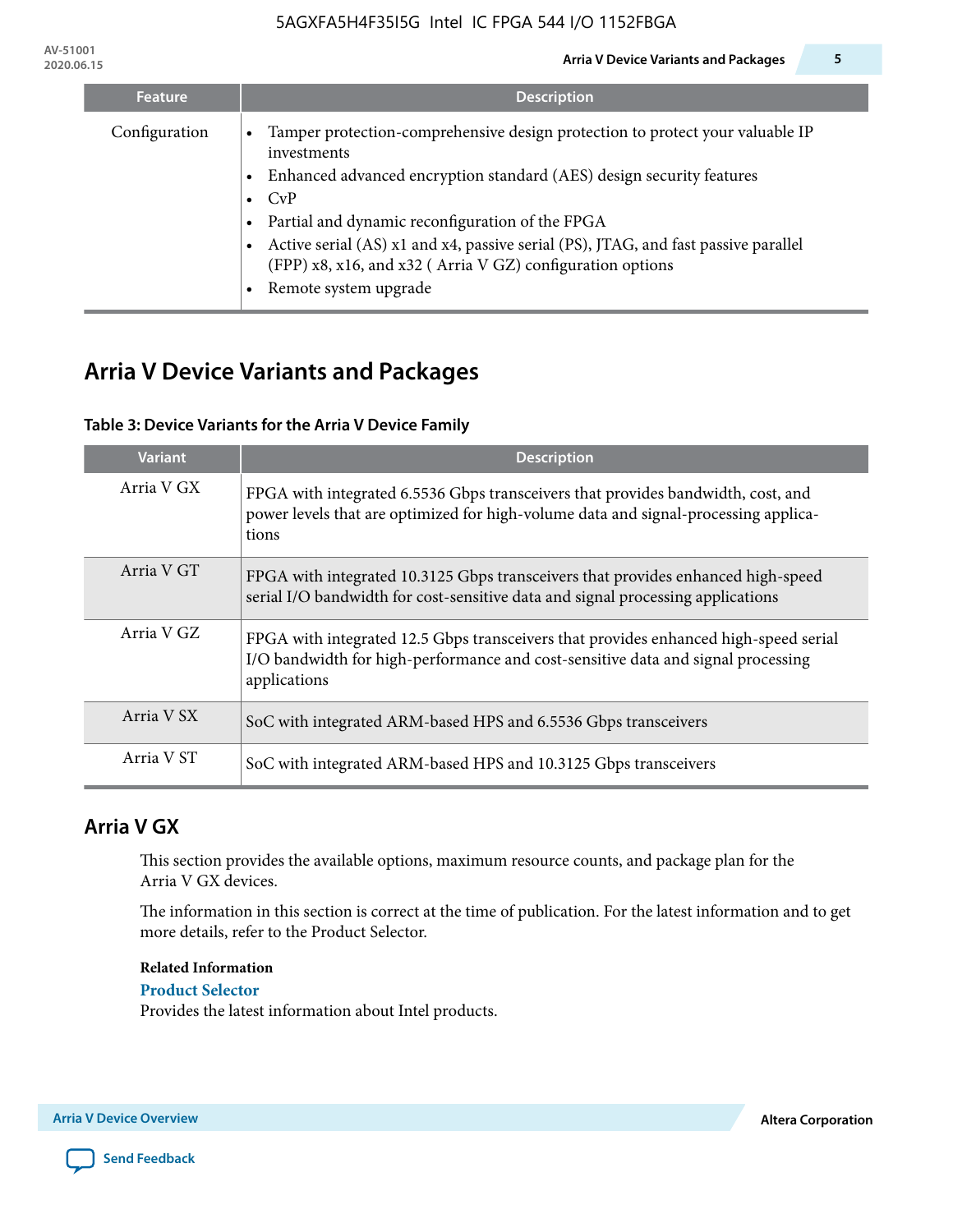| Feature | Description |
|---|---|
| Configuration | • Tamper protection-comprehensive design protection to protect your valuable IP investments<br>• Enhanced advanced encryption standard (AES) design security features<br>• CvP<br>• Partial and dynamic reconfiguration of the FPGA<br>• Active serial (AS) x1 and x4, passive serial (PS), JTAG, and fast passive parallel (FPP) x8, x16, and x32 ( Arria V GZ) configuration options<br>• Remote system upgrade |

## Arria V Device Variants and Packages

**Table 3: Device Variants for the Arria V Device Family**

| Variant | Description |
|---|---|
| Arria V GX | FPGA with integrated 6.5536 Gbps transceivers that provides bandwidth, cost, and power levels that are optimized for high-volume data and signal-processing applications |
| Arria V GT | FPGA with integrated 10.3125 Gbps transceivers that provides enhanced high-speed serial I/O bandwidth for cost-sensitive data and signal processing applications |
| Arria V GZ | FPGA with integrated 12.5 Gbps transceivers that provides enhanced high-speed serial I/O bandwidth for high-performance and cost-sensitive data and signal processing applications |
| Arria V SX | SoC with integrated ARM-based HPS and 6.5536 Gbps transceivers |
| Arria V ST | SoC with integrated ARM-based HPS and 10.3125 Gbps transceivers |

### Arria V GX

This section provides the available options, maximum resource counts, and package plan for the Arria V GX devices.

The information in this section is correct at the time of publication. For the latest information and to get more details, refer to the Product Selector.

**Related Information**

**Product Selector**

Provides the latest information about Intel products.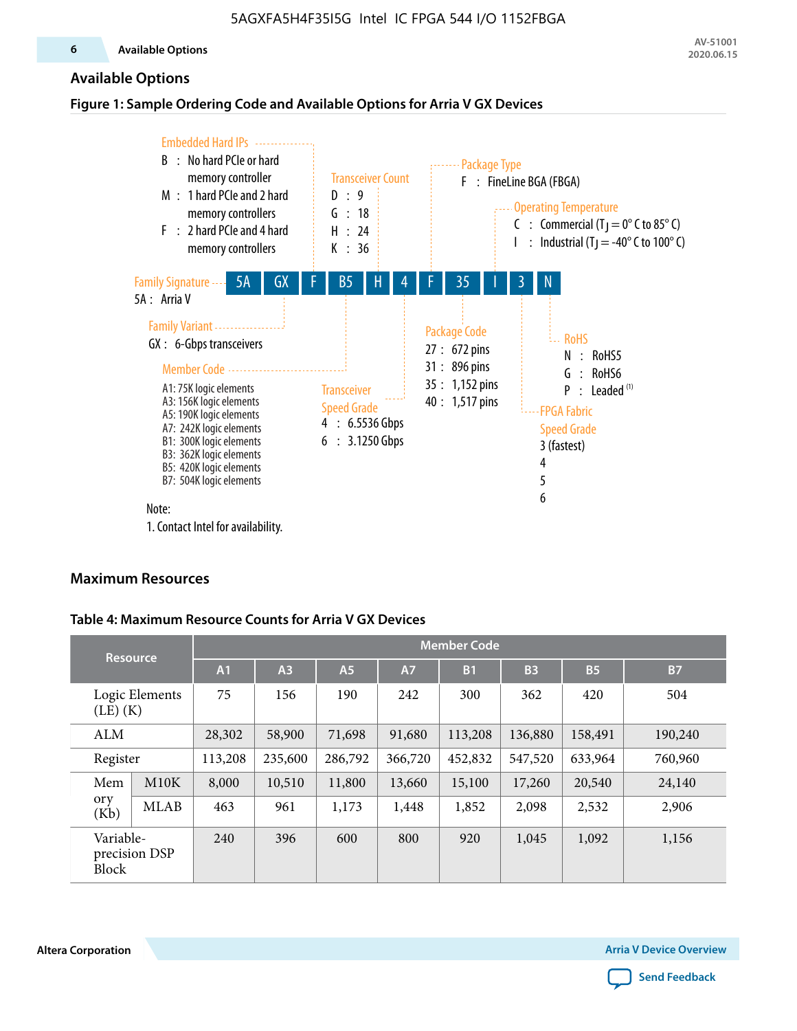## Available Options

**Figure 1: Sample Ordering Code and Available Options for Arria V GX Devices**

5A | GX | F | B5 | H | 4 | F | 35 | I | 3 | N

**Family Signature**
5A : Arria V

**Family Variant**
GX : 6-Gbps transceivers

**Embedded Hard IPs**
- B : No hard PCIe or hard memory controller
- M : 1 hard PCIe and 2 hard memory controllers
- F : 2 hard PCIe and 4 hard memory controllers

**Member Code**
- A1: 75K logic elements
- A3: 156K logic elements
- A5: 190K logic elements
- A7: 242K logic elements
- B1: 300K logic elements
- B3: 362K logic elements
- B5: 420K logic elements
- B7: 504K logic elements

**Transceiver Count**
- D : 9
- G : 18
- H : 24
- K : 36

**Transceiver Speed Grade**
- 4 : 6.5536 Gbps
- 6 : 3.1250 Gbps

**Package Type**
F : FineLine BGA (FBGA)

**Package Code**
- 27 : 672 pins
- 31 : 896 pins
- 35 : 1,152 pins
- 40 : 1,517 pins

**Operating Temperature**
- C : Commercial ($T_J$ = 0° C to 85° C)
- I : Industrial ($T_J$ = -40° C to 100° C)

**FPGA Fabric Speed Grade**
- 3 (fastest)
- 4
- 5
- 6

**RoHS**
- N : RoHS5
- G : RoHS6
- P : Leaded [(1)]

Note:
1. Contact Intel for availability.

## Maximum Resources

**Table 4: Maximum Resource Counts for Arria V GX Devices**

| Resource | | Member Code | | | | | | | |
|---|---|---|---|---|---|---|---|---|---|
| | | A1 | A3 | A5 | A7 | B1 | B3 | B5 | B7 |
| Logic Elements (LE) (K) | | 75 | 156 | 190 | 242 | 300 | 362 | 420 | 504 |
| ALM | | 28,302 | 58,900 | 71,698 | 91,680 | 113,208 | 136,880 | 158,491 | 190,240 |
| Register | | 113,208 | 235,600 | 286,792 | 366,720 | 452,832 | 547,520 | 633,964 | 760,960 |
| Memory (Kb) | M10K | 8,000 | 10,510 | 11,800 | 13,660 | 15,100 | 17,260 | 20,540 | 24,140 |
| | MLAB | 463 | 961 | 1,173 | 1,448 | 1,852 | 2,098 | 2,532 | 2,906 |
| Variable-precision DSP Block | | 240 | 396 | 600 | 800 | 920 | 1,045 | 1,092 | 1,156 |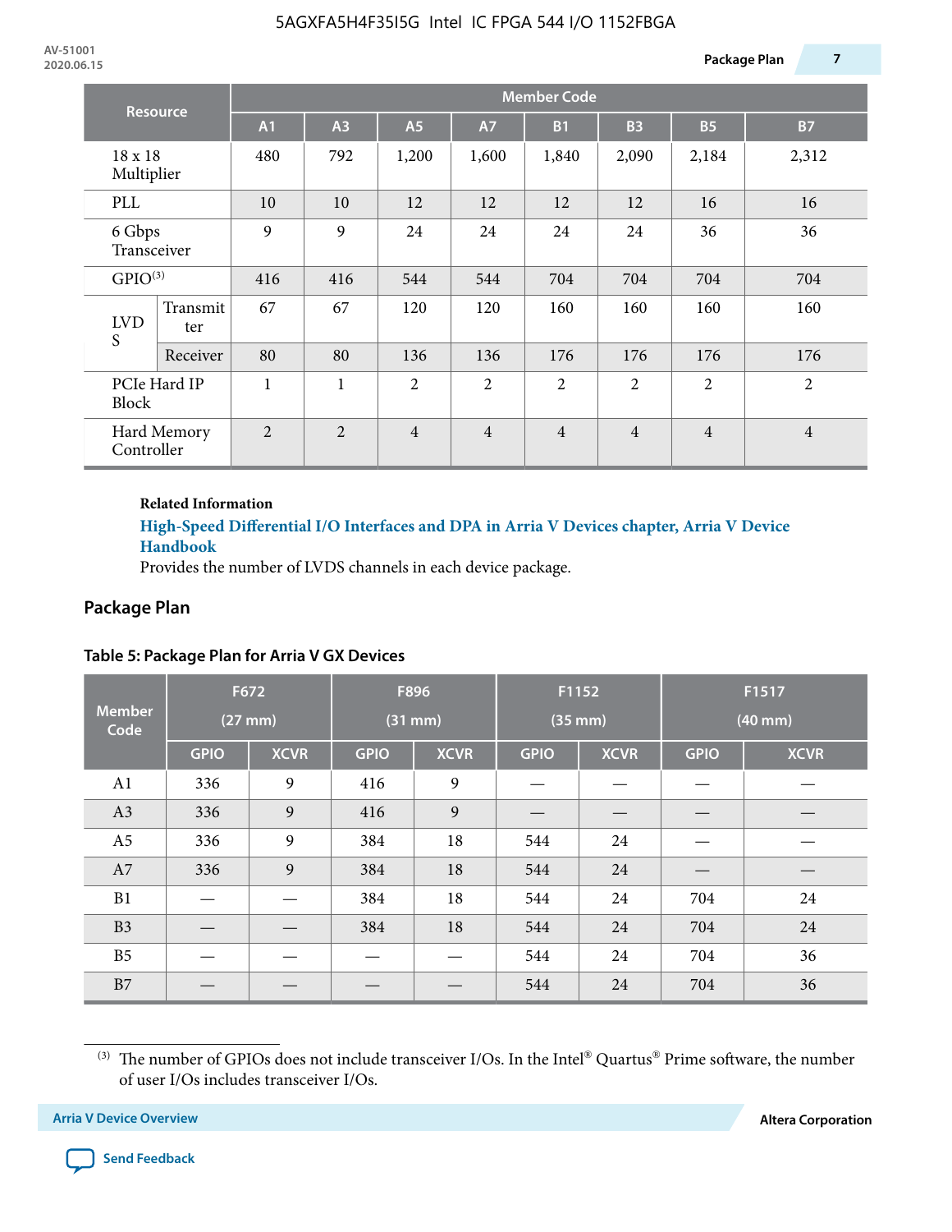| Resource | | Member Code | | | | | | | |
|---|---|---|---|---|---|---|---|---|---|
| | | A1 | A3 | A5 | A7 | B1 | B3 | B5 | B7 |
| 18 x 18 Multiplier | | 480 | 792 | 1,200 | 1,600 | 1,840 | 2,090 | 2,184 | 2,312 |
| PLL | | 10 | 10 | 12 | 12 | 12 | 12 | 16 | 16 |
| 6 Gbps Transceiver | | 9 | 9 | 24 | 24 | 24 | 24 | 36 | 36 |
| GPIO[3] | | 416 | 416 | 544 | 544 | 704 | 704 | 704 | 704 |
| LVDS | Transmitter | 67 | 67 | 120 | 120 | 160 | 160 | 160 | 160 |
| | Receiver | 80 | 80 | 136 | 136 | 176 | 176 | 176 | 176 |
| PCIe Hard IP Block | | 1 | 1 | 2 | 2 | 2 | 2 | 2 | 2 |
| Hard Memory Controller | | 2 | 2 | 4 | 4 | 4 | 4 | 4 | 4 |

**Related Information**

**High-Speed Differential I/O Interfaces and DPA in Arria V Devices chapter, Arria V Device Handbook**

Provides the number of LVDS channels in each device package.

## Package Plan

**Table 5: Package Plan for Arria V GX Devices**

| Member Code | F672 (27 mm) | | F896 (31 mm) | | F1152 (35 mm) | | F1517 (40 mm) | |
|---|---|---|---|---|---|---|---|---|
| | GPIO | XCVR | GPIO | XCVR | GPIO | XCVR | GPIO | XCVR |
| A1 | 336 | 9 | 416 | 9 | — | — | — | — |
| A3 | 336 | 9 | 416 | 9 | — | — | — | — |
| A5 | 336 | 9 | 384 | 18 | 544 | 24 | — | — |
| A7 | 336 | 9 | 384 | 18 | 544 | 24 | — | — |
| B1 | — | — | 384 | 18 | 544 | 24 | 704 | 24 |
| B3 | — | — | 384 | 18 | 544 | 24 | 704 | 24 |
| B5 | — | — | — | — | 544 | 24 | 704 | 36 |
| B7 | — | — | — | — | 544 | 24 | 704 | 36 |

[3] The number of GPIOs does not include transceiver I/Os. In the Intel® Quartus® Prime software, the number of user I/Os includes transceiver I/Os.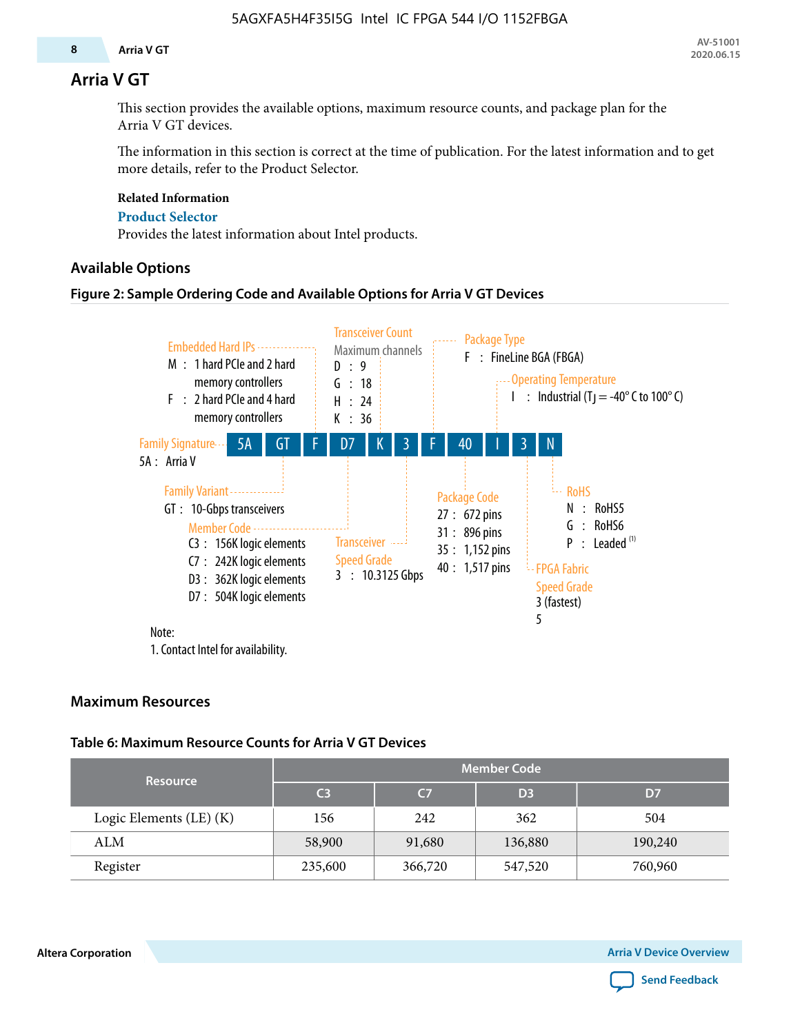# Arria V GT

This section provides the available options, maximum resource counts, and package plan for the Arria V GT devices.

The information in this section is correct at the time of publication. For the latest information and to get more details, refer to the Product Selector.

**Related Information**

**Product Selector**

Provides the latest information about Intel products.

## Available Options

**Figure 2: Sample Ordering Code and Available Options for Arria V GT Devices**

Sample ordering code: 5A GT F D7 K 3 F 40 I 3 N

- **Family Signature**
  - 5A : Arria V
- **Family Variant**
  - GT : 10-Gbps transceivers
- **Embedded Hard IPs**
  - M : 1 hard PCIe and 2 hard memory controllers
  - F : 2 hard PCIe and 4 hard memory controllers
- **Member Code**
  - C3 : 156K logic elements
  - C7 : 242K logic elements
  - D3 : 362K logic elements
  - D7 : 504K logic elements
- **Transceiver Count** (Maximum channels)
  - D : 9
  - G : 18
  - H : 24
  - K : 36
- **Transceiver Speed Grade**
  - 3 : 10.3125 Gbps
- **Package Type**
  - F : FineLine BGA (FBGA)
- **Package Code**
  - 27 : 672 pins
  - 31 : 896 pins
  - 35 : 1,152 pins
  - 40 : 1,517 pins
- **Operating Temperature**
  - I : Industrial ($T_J$ = -40° C to 100° C)
- **FPGA Fabric Speed Grade**
  - 3 (fastest)
  - 5
- **RoHS**
  - N : RoHS5
  - G : RoHS6
  - P : Leaded [1]

Note:

1. Contact Intel for availability.

## Maximum Resources

**Table 6: Maximum Resource Counts for Arria V GT Devices**

| Resource | Member Code | | | |
|---|---|---|---|---|
| | C3 | C7 | D3 | D7 |
| Logic Elements (LE) (K) | 156 | 242 | 362 | 504 |
| ALM | 58,900 | 91,680 | 136,880 | 190,240 |
| Register | 235,600 | 366,720 | 547,520 | 760,960 |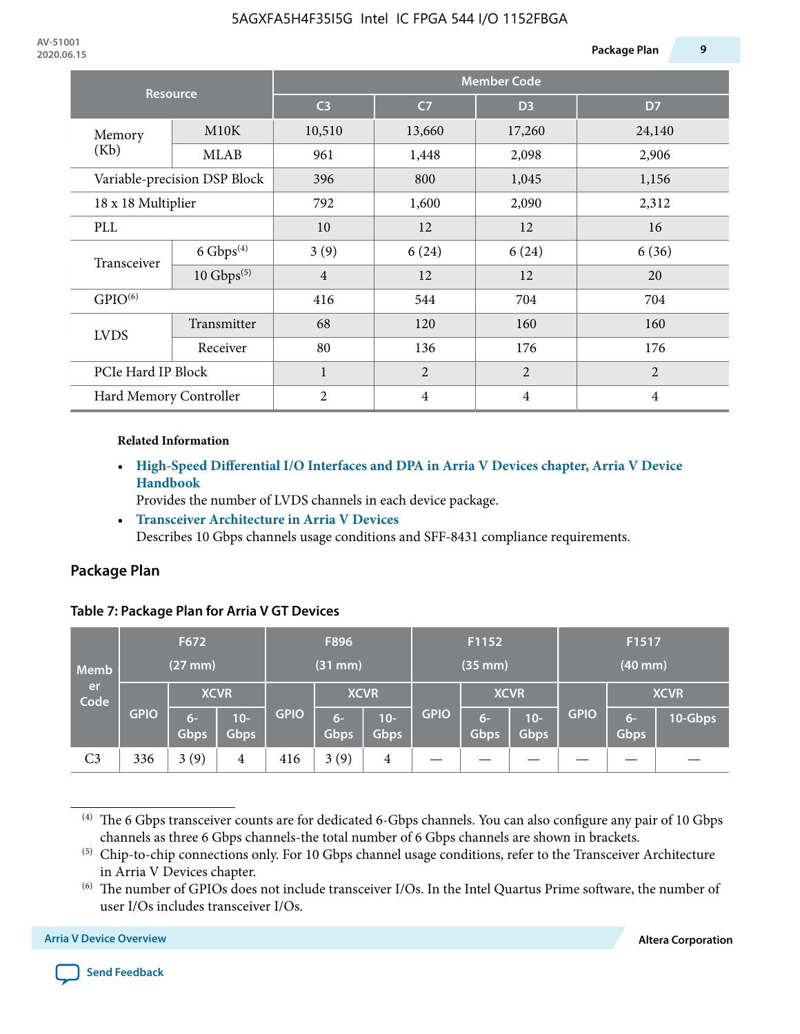| Resource | | Member Code | | | |
|---|---|---|---|---|---|
| | | C3 | C7 | D3 | D7 |
| Memory (Kb) | M10K | 10,510 | 13,660 | 17,260 | 24,140 |
| | MLAB | 961 | 1,448 | 2,098 | 2,906 |
| Variable-precision DSP Block | | 396 | 800 | 1,045 | 1,156 |
| 18 x 18 Multiplier | | 792 | 1,600 | 2,090 | 2,312 |
| PLL | | 10 | 12 | 12 | 16 |
| Transceiver | 6 Gbps(4) | 3 (9) | 6 (24) | 6 (24) | 6 (36) |
| | 10 Gbps(5) | 4 | 12 | 12 | 20 |
| GPIO(6) | | 416 | 544 | 704 | 704 |
| LVDS | Transmitter | 68 | 120 | 160 | 160 |
| | Receiver | 80 | 136 | 176 | 176 |
| PCIe Hard IP Block | | 1 | 2 | 2 | 2 |
| Hard Memory Controller | | 2 | 4 | 4 | 4 |

**Related Information**

- **High-Speed Differential I/O Interfaces and DPA in Arria V Devices chapter, Arria V Device Handbook**
  Provides the number of LVDS channels in each device package.
- **Transceiver Architecture in Arria V Devices**
  Describes 10 Gbps channels usage conditions and SFF-8431 compliance requirements.

## Package Plan

**Table 7: Package Plan for Arria V GT Devices**

| Member Code | F672 (27 mm) | | | F896 (31 mm) | | | F1152 (35 mm) | | | F1517 (40 mm) | | |
|---|---|---|---|---|---|---|---|---|---|---|---|---|
| | GPIO | XCVR | | GPIO | XCVR | | GPIO | XCVR | | GPIO | XCVR | |
| | | 6-Gbps | 10-Gbps | | 6-Gbps | 10-Gbps | | 6-Gbps | 10-Gbps | | 6-Gbps | 10-Gbps |
| C3 | 336 | 3 (9) | 4 | 416 | 3 (9) | 4 | — | — | — | — | — | — |

(4) The 6 Gbps transceiver counts are for dedicated 6-Gbps channels. You can also configure any pair of 10 Gbps channels as three 6 Gbps channels-the total number of 6 Gbps channels are shown in brackets.

(5) Chip-to-chip connections only. For 10 Gbps channel usage conditions, refer to the Transceiver Architecture in Arria V Devices chapter.

(6) The number of GPIOs does not include transceiver I/Os. In the Intel Quartus Prime software, the number of user I/Os includes transceiver I/Os.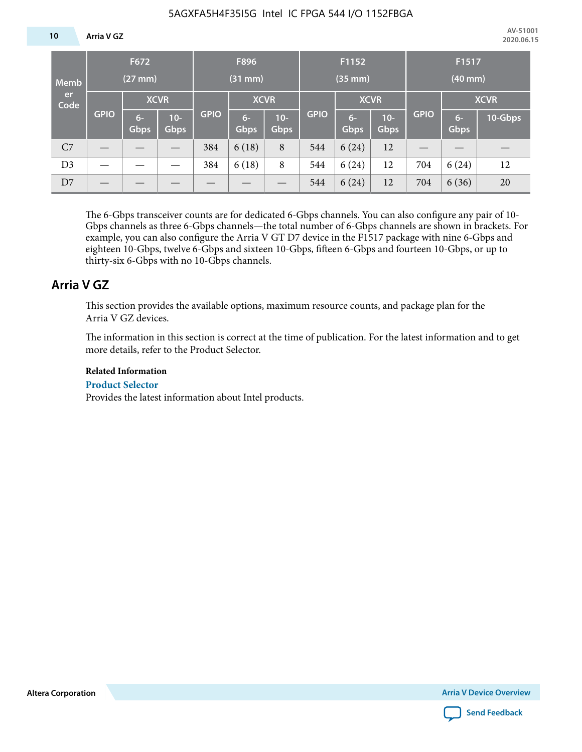| Member Code | F672 (27 mm) | | | F896 (31 mm) | | | F1152 (35 mm) | | | F1517 (40 mm) | | |
|---|---|---|---|---|---|---|---|---|---|---|---|---|
| | GPIO | XCVR | | GPIO | XCVR | | GPIO | XCVR | | GPIO | XCVR | |
| | | 6-Gbps | 10-Gbps | | 6-Gbps | 10-Gbps | | 6-Gbps | 10-Gbps | | 6-Gbps | 10-Gbps |
| C7 | — | — | — | 384 | 6 (18) | 8 | 544 | 6 (24) | 12 | — | — | — |
| D3 | — | — | — | 384 | 6 (18) | 8 | 544 | 6 (24) | 12 | 704 | 6 (24) | 12 |
| D7 | — | — | — | — | — | — | 544 | 6 (24) | 12 | 704 | 6 (36) | 20 |

The 6-Gbps transceiver counts are for dedicated 6-Gbps channels. You can also configure any pair of 10-Gbps channels as three 6-Gbps channels—the total number of 6-Gbps channels are shown in brackets. For example, you can also configure the Arria V GT D7 device in the F1517 package with nine 6-Gbps and eighteen 10-Gbps, twelve 6-Gbps and sixteen 10-Gbps, fifteen 6-Gbps and fourteen 10-Gbps, or up to thirty-six 6-Gbps with no 10-Gbps channels.

## Arria V GZ

This section provides the available options, maximum resource counts, and package plan for the Arria V GZ devices.

The information in this section is correct at the time of publication. For the latest information and to get more details, refer to the Product Selector.

**Related Information**

**Product Selector**

Provides the latest information about Intel products.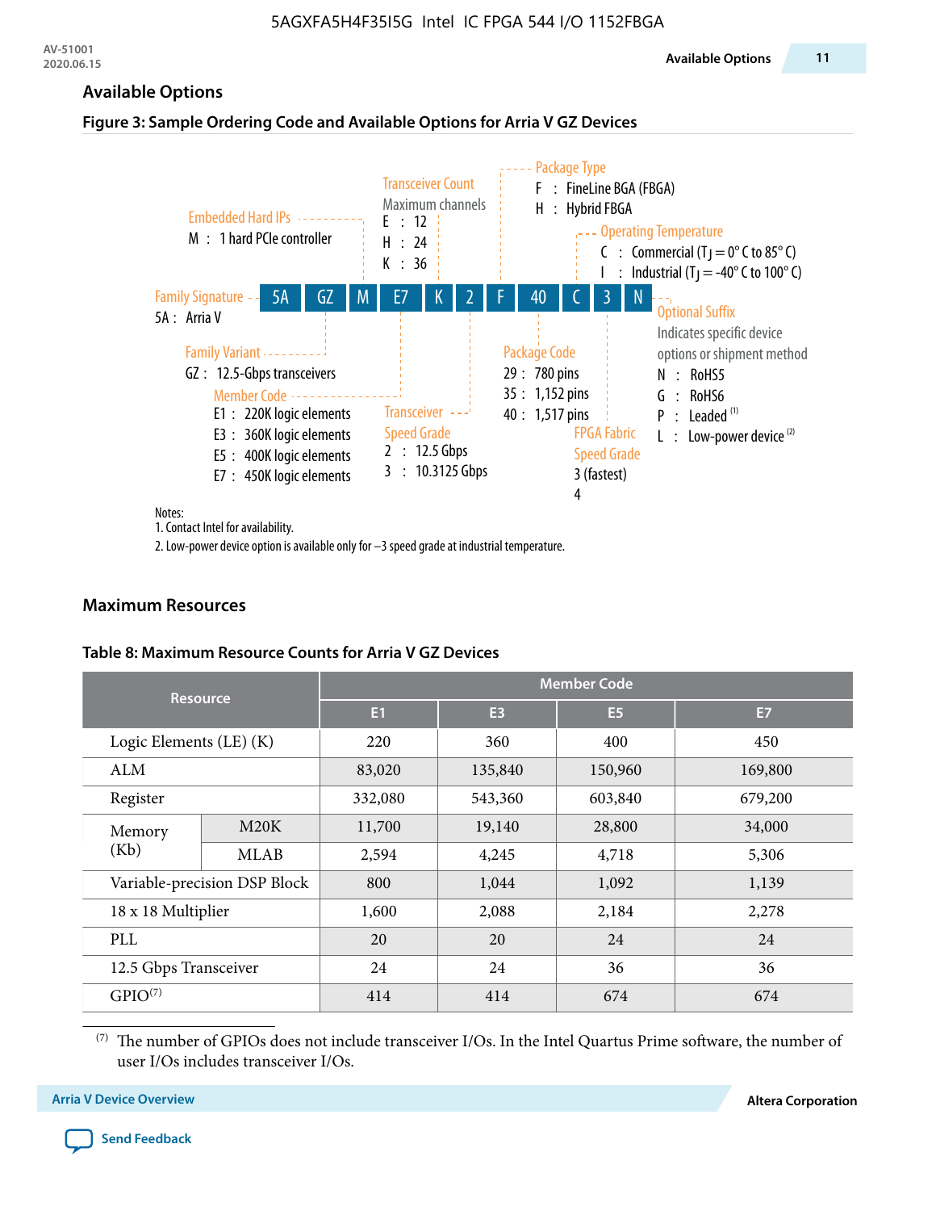## Available Options

### Figure 3: Sample Ordering Code and Available Options for Arria V GZ Devices

5A GZ M E7 K 2 F 40 C 3 N

- **Family Signature**
  - 5A : Arria V
- **Family Variant**
  - GZ : 12.5-Gbps transceivers
- **Embedded Hard IPs**
  - M : 1 hard PCIe controller
- **Member Code**
  - E1 : 220K logic elements
  - E3 : 360K logic elements
  - E5 : 400K logic elements
  - E7 : 450K logic elements
- **Transceiver Count** — Maximum channels
  - E : 12
  - H : 24
  - K : 36
- **Transceiver Speed Grade**
  - 2 : 12.5 Gbps
  - 3 : 10.3125 Gbps
- **Package Type**
  - F : FineLine BGA (FBGA)
  - H : Hybrid FBGA
- **Package Code**
  - 29 : 780 pins
  - 35 : 1,152 pins
  - 40 : 1,517 pins
- **Operating Temperature**
  - C : Commercial ($T_J$ = 0° C to 85° C)
  - I : Industrial ($T_J$ = -40° C to 100° C)
- **FPGA Fabric Speed Grade**
  - 3 (fastest)
  - 4
- **Optional Suffix** — Indicates specific device options or shipment method
  - N : RoHS5
  - G : RoHS6
  - P : Leaded [(1)]
  - L : Low-power device [(2)]

Notes:
1. Contact Intel for availability.
2. Low-power device option is available only for –3 speed grade at industrial temperature.

## Maximum Resources

### Table 8: Maximum Resource Counts for Arria V GZ Devices

| Resource | | Member Code | | | |
|---|---|---|---|---|---|
| | | E1 | E3 | E5 | E7 |
| Logic Elements (LE) (K) | | 220 | 360 | 400 | 450 |
| ALM | | 83,020 | 135,840 | 150,960 | 169,800 |
| Register | | 332,080 | 543,360 | 603,840 | 679,200 |
| Memory (Kb) | M20K | 11,700 | 19,140 | 28,800 | 34,000 |
| | MLAB | 2,594 | 4,245 | 4,718 | 5,306 |
| Variable-precision DSP Block | | 800 | 1,044 | 1,092 | 1,139 |
| 18 x 18 Multiplier | | 1,600 | 2,088 | 2,184 | 2,278 |
| PLL | | 20 | 20 | 24 | 24 |
| 12.5 Gbps Transceiver | | 24 | 24 | 36 | 36 |
| GPIO[(7)] | | 414 | 414 | 674 | 674 |

(7) The number of GPIOs does not include transceiver I/Os. In the Intel Quartus Prime software, the number of user I/Os includes transceiver I/Os.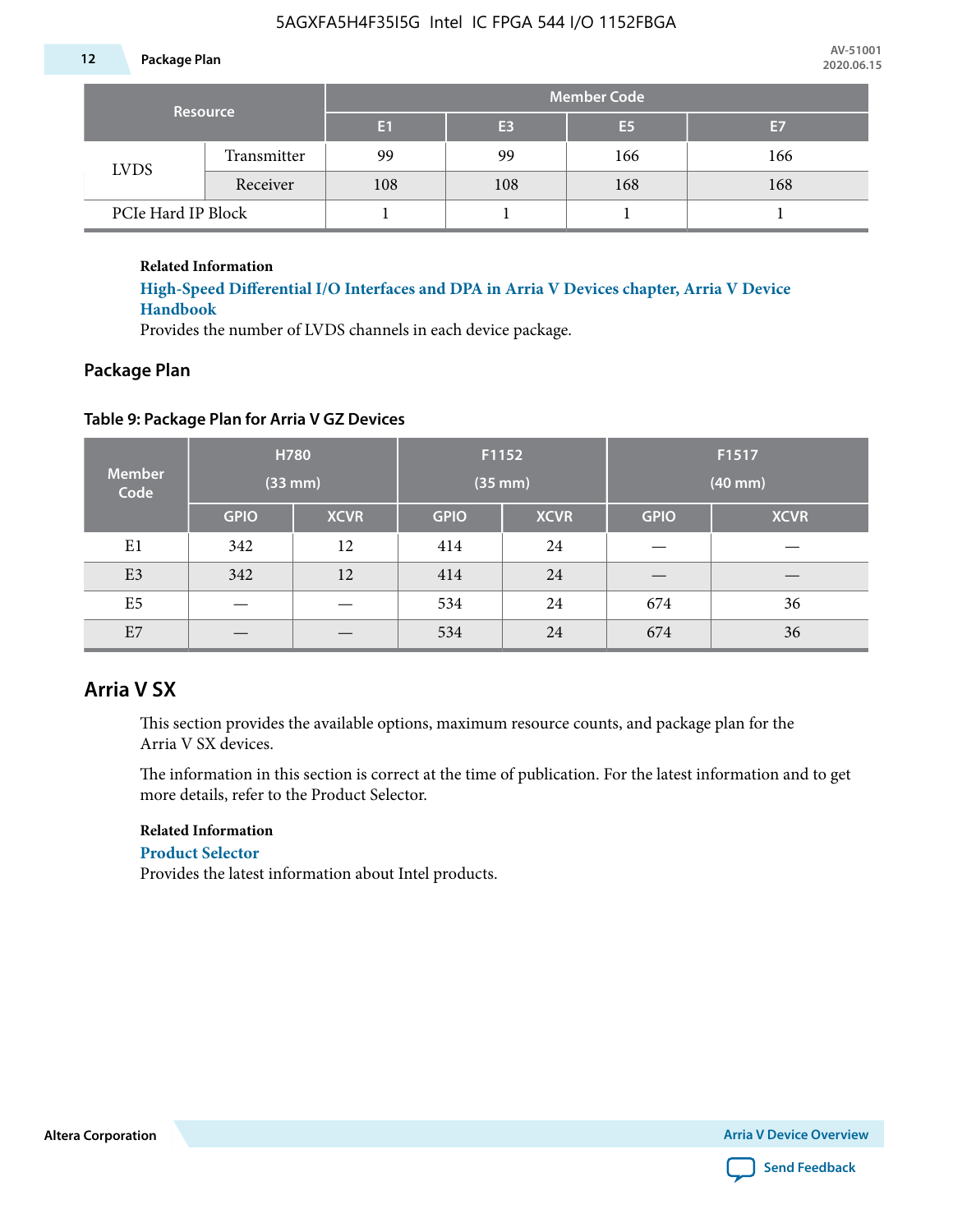| Resource | | Member Code | | | |
|---|---|---|---|---|---|
| | | E1 | E3 | E5 | E7 |
| LVDS | Transmitter | 99 | 99 | 166 | 166 |
| | Receiver | 108 | 108 | 168 | 168 |
| PCIe Hard IP Block | | 1 | 1 | 1 | 1 |

**Related Information**

**High-Speed Differential I/O Interfaces and DPA in Arria V Devices chapter, Arria V Device Handbook**

Provides the number of LVDS channels in each device package.

## Package Plan

**Table 9: Package Plan for Arria V GZ Devices**

| Member Code | H780 (33 mm) | | F1152 (35 mm) | | F1517 (40 mm) | |
|---|---|---|---|---|---|---|
| | GPIO | XCVR | GPIO | XCVR | GPIO | XCVR |
| E1 | 342 | 12 | 414 | 24 | — | — |
| E3 | 342 | 12 | 414 | 24 | — | — |
| E5 | — | — | 534 | 24 | 674 | 36 |
| E7 | — | — | 534 | 24 | 674 | 36 |

# Arria V SX

This section provides the available options, maximum resource counts, and package plan for the Arria V SX devices.

The information in this section is correct at the time of publication. For the latest information and to get more details, refer to the Product Selector.

**Related Information**

**Product Selector**

Provides the latest information about Intel products.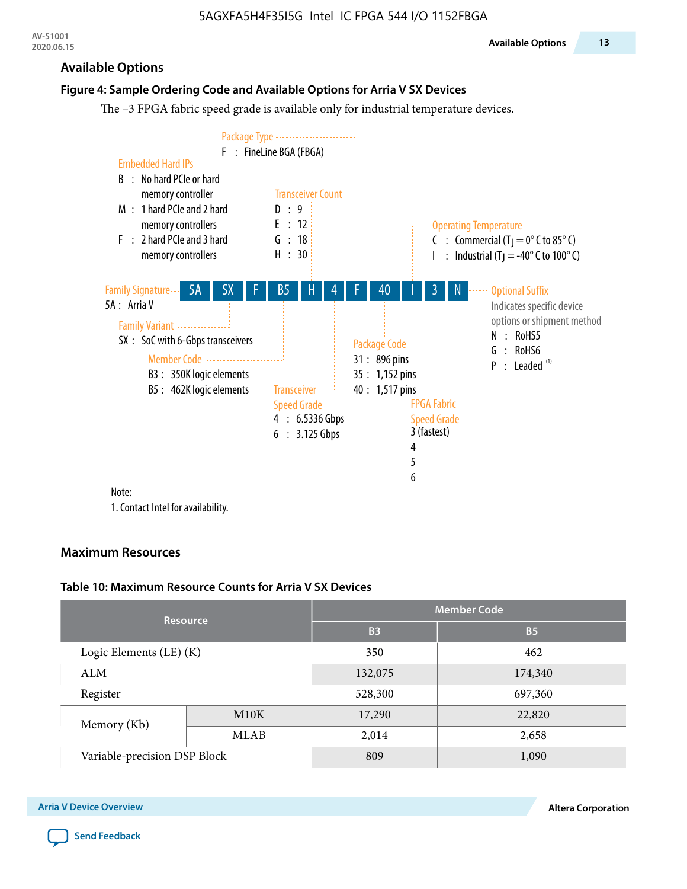## Available Options

**Figure 4: Sample Ordering Code and Available Options for Arria V SX Devices**

The –3 FPGA fabric speed grade is available only for industrial temperature devices.

5A | SX | F | B5 | H | 4 | F | 40 | I | 3 | N

**Family Signature**
- 5A : Arria V

**Family Variant**
- SX : SoC with 6-Gbps transceivers

**Embedded Hard IPs**
- B : No hard PCIe or hard memory controller
- M : 1 hard PCIe and 2 hard memory controllers
- F : 2 hard PCIe and 3 hard memory controllers

**Member Code**
- B3 : 350K logic elements
- B5 : 462K logic elements

**Transceiver Count**
- D : 9
- E : 12
- G : 18
- H : 30

**Transceiver Speed Grade**
- 4 : 6.5336 Gbps
- 6 : 3.125 Gbps

**Package Type**
- F : FineLine BGA (FBGA)

**Package Code**
- 31 : 896 pins
- 35 : 1,152 pins
- 40 : 1,517 pins

**Operating Temperature**
- C : Commercial ($T_J$ = 0° C to 85° C)
- I : Industrial ($T_J$ = -40° C to 100° C)

**FPGA Fabric Speed Grade**
- 3 (fastest)
- 4
- 5
- 6

**Optional Suffix**

Indicates specific device options or shipment method
- N : RoHS5
- G : RoHS6
- P : Leaded [1]

Note:
1. Contact Intel for availability.

## Maximum Resources

**Table 10: Maximum Resource Counts for Arria V SX Devices**

| Resource | | Member Code | |
|---|---|---|---|
| | | B3 | B5 |
| Logic Elements (LE) (K) | | 350 | 462 |
| ALM | | 132,075 | 174,340 |
| Register | | 528,300 | 697,360 |
| Memory (Kb) | M10K | 17,290 | 22,820 |
| | MLAB | 2,014 | 2,658 |
| Variable-precision DSP Block | | 809 | 1,090 |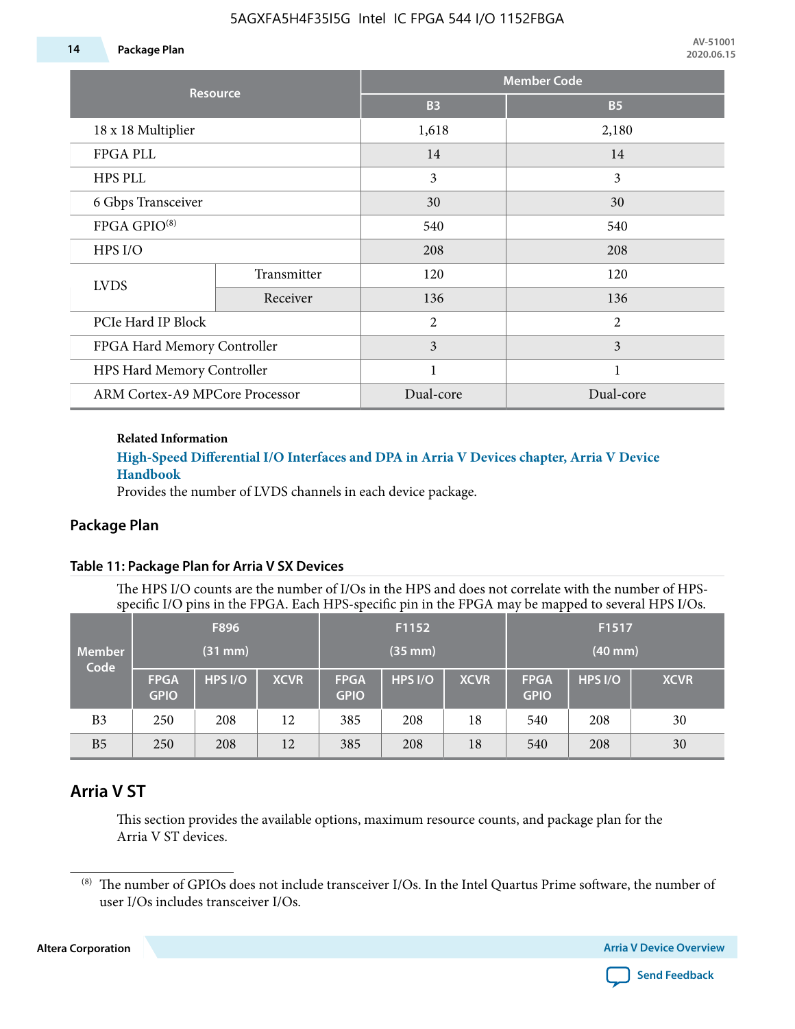| Resource | | Member Code | |
|---|---|---|---|
| | | B3 | B5 |
| 18 x 18 Multiplier | | 1,618 | 2,180 |
| FPGA PLL | | 14 | 14 |
| HPS PLL | | 3 | 3 |
| 6 Gbps Transceiver | | 30 | 30 |
| FPGA GPIO[8] | | 540 | 540 |
| HPS I/O | | 208 | 208 |
| LVDS | Transmitter | 120 | 120 |
| | Receiver | 136 | 136 |
| PCIe Hard IP Block | | 2 | 2 |
| FPGA Hard Memory Controller | | 3 | 3 |
| HPS Hard Memory Controller | | 1 | 1 |
| ARM Cortex-A9 MPCore Processor | | Dual-core | Dual-core |

**Related Information**

**High-Speed Differential I/O Interfaces and DPA in Arria V Devices chapter, Arria V Device Handbook**

Provides the number of LVDS channels in each device package.

## Package Plan

**Table 11: Package Plan for Arria V SX Devices**

The HPS I/O counts are the number of I/Os in the HPS and does not correlate with the number of HPS-specific I/O pins in the FPGA. Each HPS-specific pin in the FPGA may be mapped to several HPS I/Os.

| Member Code | F896 (31 mm) | | | F1152 (35 mm) | | | F1517 (40 mm) | | |
|---|---|---|---|---|---|---|---|---|---|
| | FPGA GPIO | HPS I/O | XCVR | FPGA GPIO | HPS I/O | XCVR | FPGA GPIO | HPS I/O | XCVR |
| B3 | 250 | 208 | 12 | 385 | 208 | 18 | 540 | 208 | 30 |
| B5 | 250 | 208 | 12 | 385 | 208 | 18 | 540 | 208 | 30 |

# Arria V ST

This section provides the available options, maximum resource counts, and package plan for the Arria V ST devices.

[8] The number of GPIOs does not include transceiver I/Os. In the Intel Quartus Prime software, the number of user I/Os includes transceiver I/Os.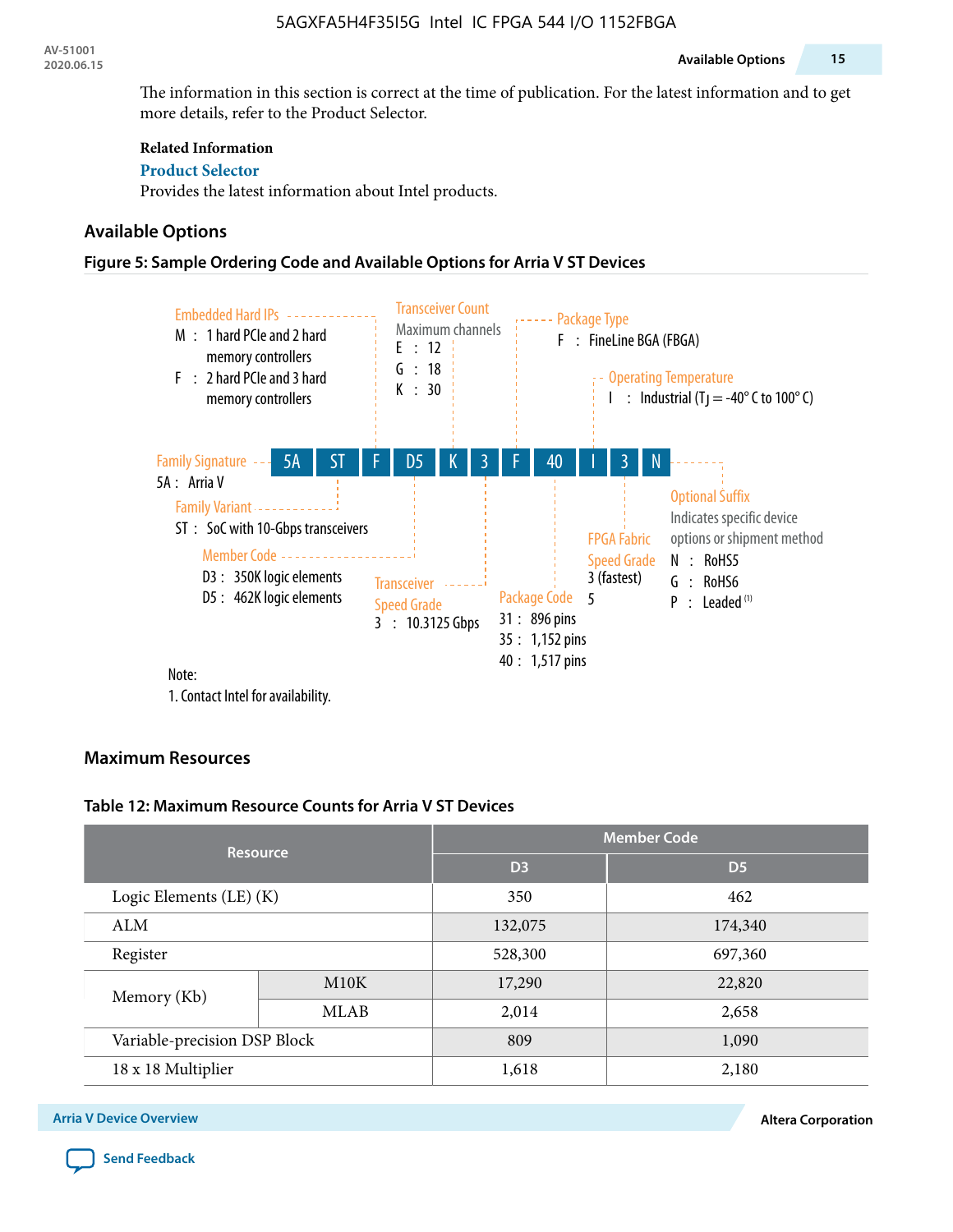The information in this section is correct at the time of publication. For the latest information and to get more details, refer to the Product Selector.

**Related Information**

**Product Selector**

Provides the latest information about Intel products.

## Available Options

### Figure 5: Sample Ordering Code and Available Options for Arria V ST Devices

5A | ST | F | D5 | K | 3 | F | 40 | I | 3 | N

**Family Signature**
5A : Arria V

**Family Variant**
ST : SoC with 10-Gbps transceivers

**Embedded Hard IPs**
M : 1 hard PCIe and 2 hard memory controllers
F : 2 hard PCIe and 3 hard memory controllers

**Member Code**
D3 : 350K logic elements
D5 : 462K logic elements

**Transceiver Count**
Maximum channels
E : 12
G : 18
K : 30

**Transceiver Speed Grade**
3 : 10.3125 Gbps

**Package Type**
F : FineLine BGA (FBGA)

**Package Code**
31 : 896 pins
35 : 1,152 pins
40 : 1,517 pins

**Operating Temperature**
I : Industrial ($T_J$ = -40° C to 100° C)

**FPGA Fabric Speed Grade**
3 (fastest)
5

**Optional Suffix**
Indicates specific device options or shipment method
N : RoHS5
G : RoHS6
P : Leaded [1]

Note:
1. Contact Intel for availability.

## Maximum Resources

### Table 12: Maximum Resource Counts for Arria V ST Devices

| Resource | | Member Code | |
|---|---|---|---|
| | | D3 | D5 |
| Logic Elements (LE) (K) | | 350 | 462 |
| ALM | | 132,075 | 174,340 |
| Register | | 528,300 | 697,360 |
| Memory (Kb) | M10K | 17,290 | 22,820 |
| | MLAB | 2,014 | 2,658 |
| Variable-precision DSP Block | | 809 | 1,090 |
| 18 x 18 Multiplier | | 1,618 | 2,180 |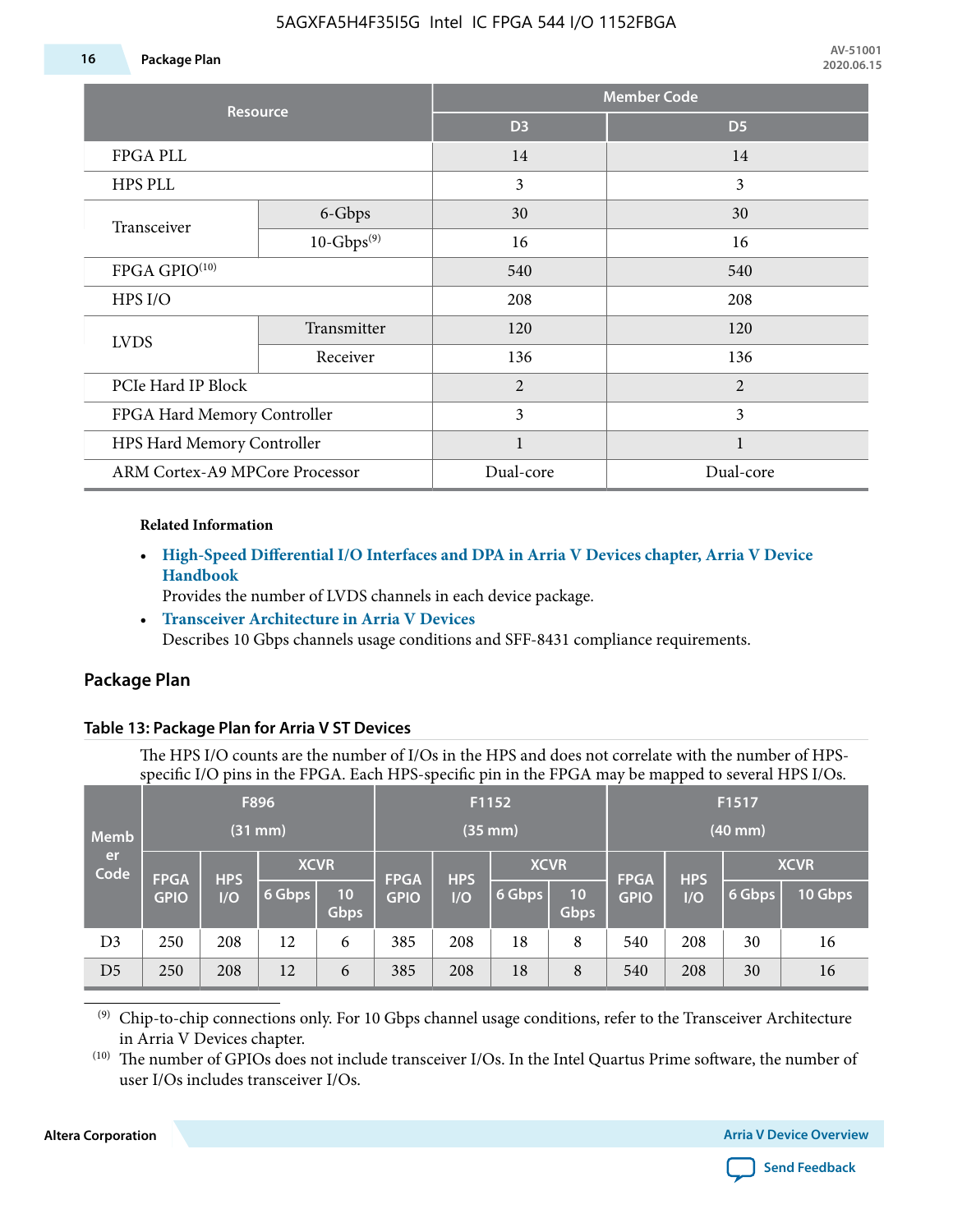| Resource | | Member Code | |
|---|---|---|---|
| | | D3 | D5 |
| FPGA PLL | | 14 | 14 |
| HPS PLL | | 3 | 3 |
| Transceiver | 6-Gbps | 30 | 30 |
| | 10-Gbps[9] | 16 | 16 |
| FPGA GPIO[10] | | 540 | 540 |
| HPS I/O | | 208 | 208 |
| LVDS | Transmitter | 120 | 120 |
| | Receiver | 136 | 136 |
| PCIe Hard IP Block | | 2 | 2 |
| FPGA Hard Memory Controller | | 3 | 3 |
| HPS Hard Memory Controller | | 1 | 1 |
| ARM Cortex-A9 MPCore Processor | | Dual-core | Dual-core |

**Related Information**

- **High-Speed Differential I/O Interfaces and DPA in Arria V Devices chapter, Arria V Device Handbook**
  Provides the number of LVDS channels in each device package.
- **Transceiver Architecture in Arria V Devices**
  Describes 10 Gbps channels usage conditions and SFF-8431 compliance requirements.

## Package Plan

### Table 13: Package Plan for Arria V ST Devices

The HPS I/O counts are the number of I/Os in the HPS and does not correlate with the number of HPS-specific I/O pins in the FPGA. Each HPS-specific pin in the FPGA may be mapped to several HPS I/Os.

| Member Code | F896 (31 mm) | | | | F1152 (35 mm) | | | | F1517 (40 mm) | | | |
|---|---|---|---|---|---|---|---|---|---|---|---|---|
| | FPGA GPIO | HPS I/O | XCVR | | FPGA GPIO | HPS I/O | XCVR | | FPGA GPIO | HPS I/O | XCVR | |
| | | | 6 Gbps | 10 Gbps | | | 6 Gbps | 10 Gbps | | | 6 Gbps | 10 Gbps |
| D3 | 250 | 208 | 12 | 6 | 385 | 208 | 18 | 8 | 540 | 208 | 30 | 16 |
| D5 | 250 | 208 | 12 | 6 | 385 | 208 | 18 | 8 | 540 | 208 | 30 | 16 |

[9] Chip-to-chip connections only. For 10 Gbps channel usage conditions, refer to the Transceiver Architecture in Arria V Devices chapter.

[10] The number of GPIOs does not include transceiver I/Os. In the Intel Quartus Prime software, the number of user I/Os includes transceiver I/Os.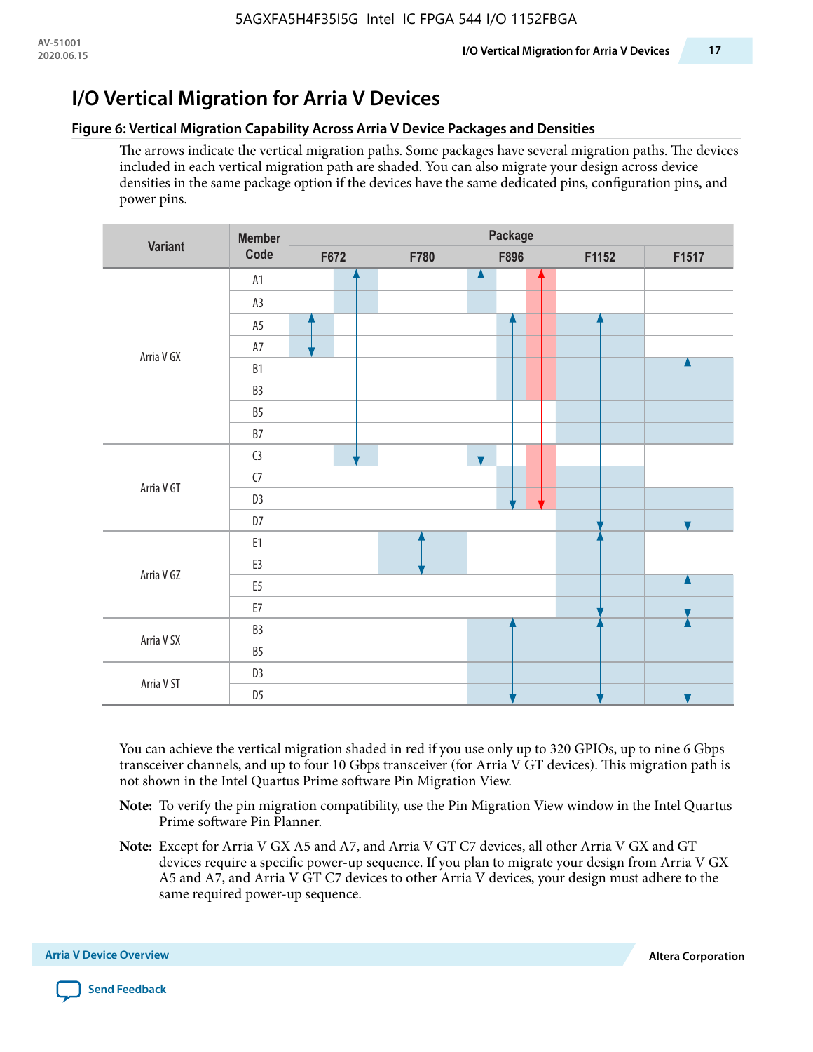# I/O Vertical Migration for Arria V Devices

**Figure 6: Vertical Migration Capability Across Arria V Device Packages and Densities**

The arrows indicate the vertical migration paths. Some packages have several migration paths. The devices included in each vertical migration path are shaded. You can also migrate your design across device densities in the same package option if the devices have the same dedicated pins, configuration pins, and power pins.

| Variant | Member Code | Package | | | | |
|---|---|---|---|---|---|---|
| | | F672 | F780 | F896 | F1152 | F1517 |
| Arria V GX | A1 | | | | | |
| | A3 | | | | | |
| | A5 | | | | | |
| | A7 | | | | | |
| | B1 | | | | | |
| | B3 | | | | | |
| | B5 | | | | | |
| | B7 | | | | | |
| Arria V GT | C3 | | | | | |
| | C7 | | | | | |
| | D3 | | | | | |
| | D7 | | | | | |
| Arria V GZ | E1 | | | | | |
| | E3 | | | | | |
| | E5 | | | | | |
| | E7 | | | | | |
| Arria V SX | B3 | | | | | |
| | B5 | | | | | |
| Arria V ST | D3 | | | | | |
| | D5 | | | | | |

You can achieve the vertical migration shaded in red if you use only up to 320 GPIOs, up to nine 6 Gbps transceiver channels, and up to four 10 Gbps transceiver (for Arria V GT devices). This migration path is not shown in the Intel Quartus Prime software Pin Migration View.

**Note:** To verify the pin migration compatibility, use the Pin Migration View window in the Intel Quartus Prime software Pin Planner.

**Note:** Except for Arria V GX A5 and A7, and Arria V GT C7 devices, all other Arria V GX and GT devices require a specific power-up sequence. If you plan to migrate your design from Arria V GX A5 and A7, and Arria V GT C7 devices to other Arria V devices, your design must adhere to the same required power-up sequence.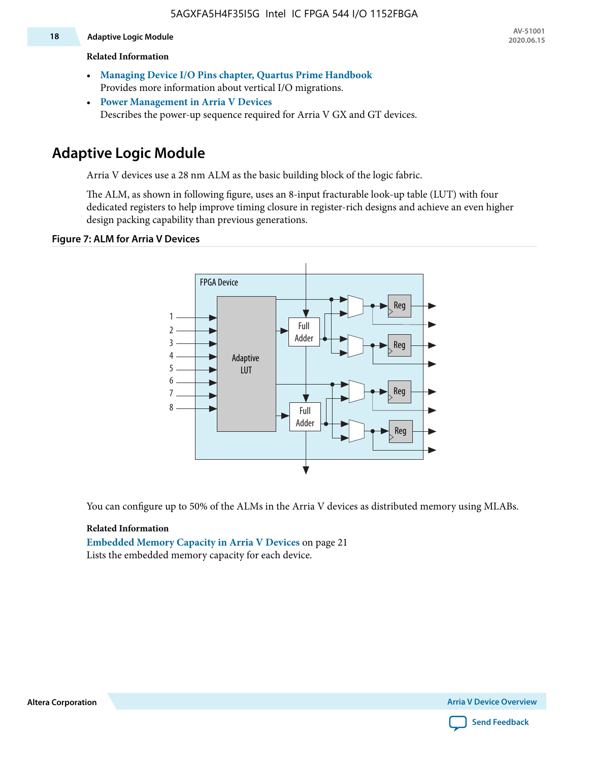**Related Information**

- **Managing Device I/O Pins chapter, Quartus Prime Handbook**
  Provides more information about vertical I/O migrations.
- **Power Management in Arria V Devices**
  Describes the power-up sequence required for Arria V GX and GT devices.

## Adaptive Logic Module

Arria V devices use a 28 nm ALM as the basic building block of the logic fabric.

The ALM, as shown in following figure, uses an 8-input fracturable look-up table (LUT) with four dedicated registers to help improve timing closure in register-rich designs and achieve an even higher design packing capability than previous generations.

**Figure 7: ALM for Arria V Devices**

You can configure up to 50% of the ALMs in the Arria V devices as distributed memory using MLABs.

**Related Information**

**Embedded Memory Capacity in Arria V Devices** on page 21
Lists the embedded memory capacity for each device.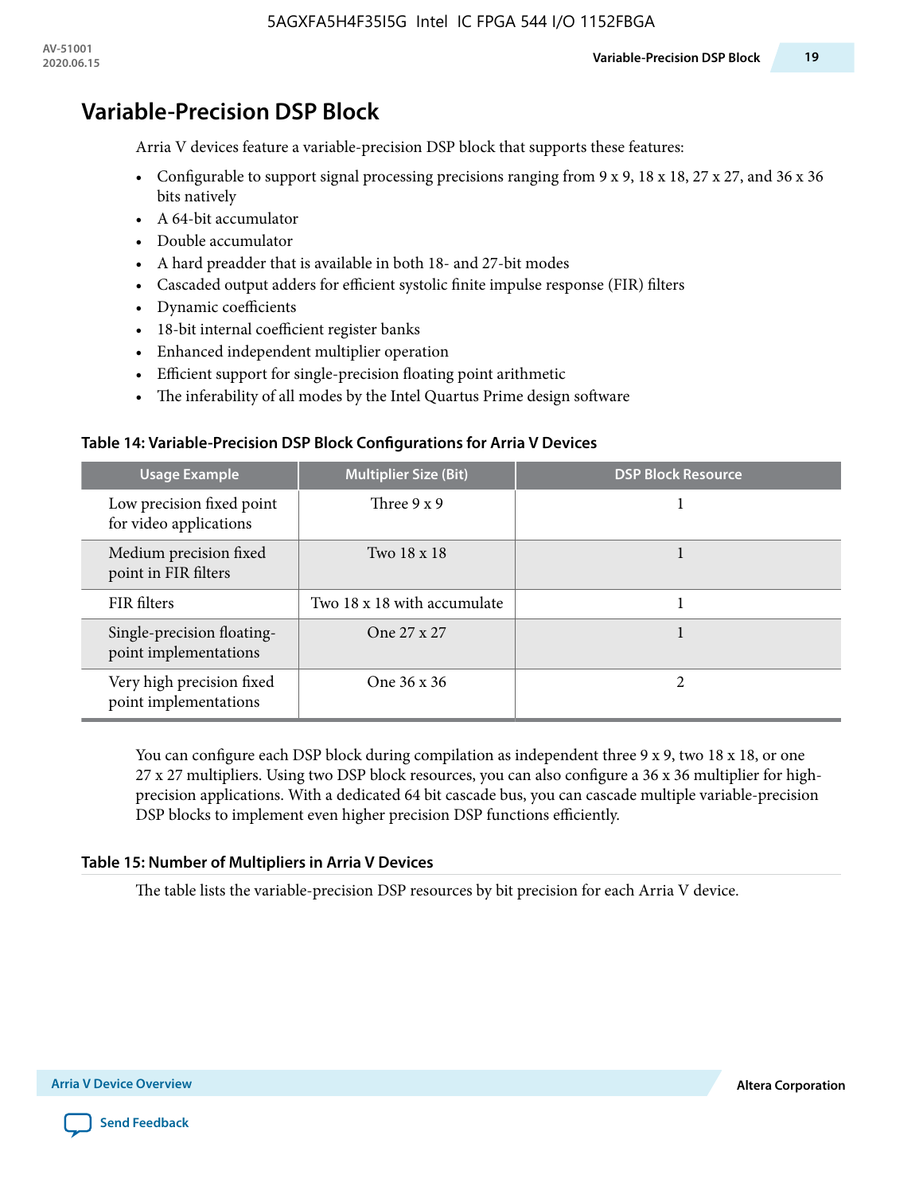# Variable-Precision DSP Block

Arria V devices feature a variable-precision DSP block that supports these features:

- Configurable to support signal processing precisions ranging from 9 x 9, 18 x 18, 27 x 27, and 36 x 36 bits natively
- A 64-bit accumulator
- Double accumulator
- A hard preadder that is available in both 18- and 27-bit modes
- Cascaded output adders for efficient systolic finite impulse response (FIR) filters
- Dynamic coefficients
- 18-bit internal coefficient register banks
- Enhanced independent multiplier operation
- Efficient support for single-precision floating point arithmetic
- The inferability of all modes by the Intel Quartus Prime design software

**Table 14: Variable-Precision DSP Block Configurations for Arria V Devices**

| Usage Example | Multiplier Size (Bit) | DSP Block Resource |
|---|---|---|
| Low precision fixed point for video applications | Three 9 x 9 | 1 |
| Medium precision fixed point in FIR filters | Two 18 x 18 | 1 |
| FIR filters | Two 18 x 18 with accumulate | 1 |
| Single-precision floating-point implementations | One 27 x 27 | 1 |
| Very high precision fixed point implementations | One 36 x 36 | 2 |

You can configure each DSP block during compilation as independent three 9 x 9, two 18 x 18, or one 27 x 27 multipliers. Using two DSP block resources, you can also configure a 36 x 36 multiplier for high-precision applications. With a dedicated 64 bit cascade bus, you can cascade multiple variable-precision DSP blocks to implement even higher precision DSP functions efficiently.

**Table 15: Number of Multipliers in Arria V Devices**

The table lists the variable-precision DSP resources by bit precision for each Arria V device.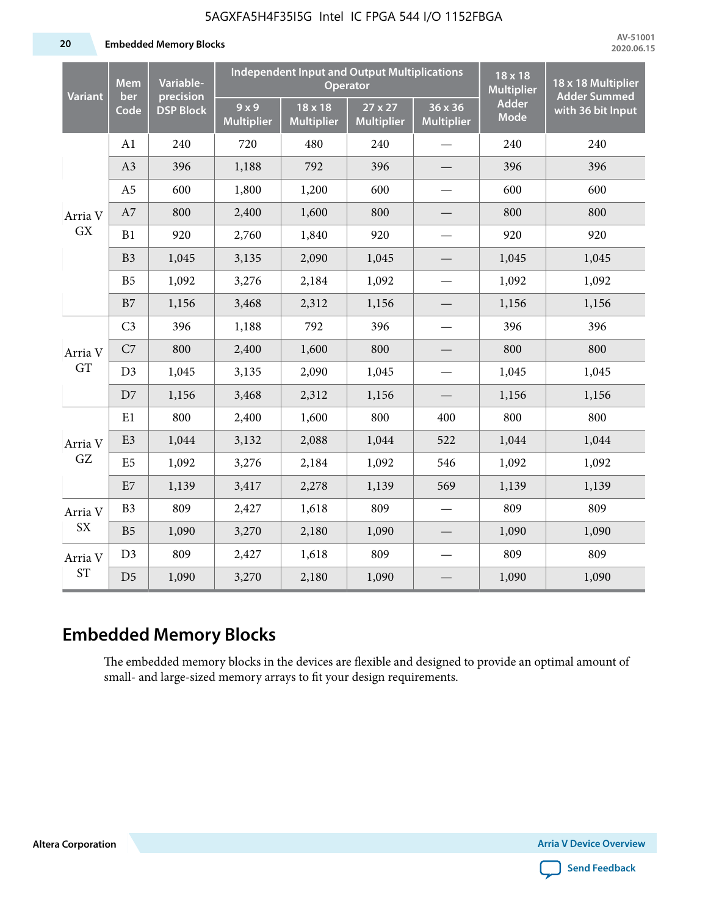| Variant | Member Code | Variable-precision DSP Block | Independent Input and Output Multiplications Operator | | | | 18 x 18 Multiplier Adder Mode | 18 x 18 Multiplier Adder Summed with 36 bit Input |
|---|---|---|---|---|---|---|---|---|
| | | | 9 x 9 Multiplier | 18 x 18 Multiplier | 27 x 27 Multiplier | 36 x 36 Multiplier | | |
| Arria V GX | A1 | 240 | 720 | 480 | 240 | — | 240 | 240 |
| | A3 | 396 | 1,188 | 792 | 396 | — | 396 | 396 |
| | A5 | 600 | 1,800 | 1,200 | 600 | — | 600 | 600 |
| | A7 | 800 | 2,400 | 1,600 | 800 | — | 800 | 800 |
| | B1 | 920 | 2,760 | 1,840 | 920 | — | 920 | 920 |
| | B3 | 1,045 | 3,135 | 2,090 | 1,045 | — | 1,045 | 1,045 |
| | B5 | 1,092 | 3,276 | 2,184 | 1,092 | — | 1,092 | 1,092 |
| | B7 | 1,156 | 3,468 | 2,312 | 1,156 | — | 1,156 | 1,156 |
| Arria V GT | C3 | 396 | 1,188 | 792 | 396 | — | 396 | 396 |
| | C7 | 800 | 2,400 | 1,600 | 800 | — | 800 | 800 |
| | D3 | 1,045 | 3,135 | 2,090 | 1,045 | — | 1,045 | 1,045 |
| | D7 | 1,156 | 3,468 | 2,312 | 1,156 | — | 1,156 | 1,156 |
| Arria V GZ | E1 | 800 | 2,400 | 1,600 | 800 | 400 | 800 | 800 |
| | E3 | 1,044 | 3,132 | 2,088 | 1,044 | 522 | 1,044 | 1,044 |
| | E5 | 1,092 | 3,276 | 2,184 | 1,092 | 546 | 1,092 | 1,092 |
| | E7 | 1,139 | 3,417 | 2,278 | 1,139 | 569 | 1,139 | 1,139 |
| Arria V SX | B3 | 809 | 2,427 | 1,618 | 809 | — | 809 | 809 |
| | B5 | 1,090 | 3,270 | 2,180 | 1,090 | — | 1,090 | 1,090 |
| Arria V ST | D3 | 809 | 2,427 | 1,618 | 809 | — | 809 | 809 |
| | D5 | 1,090 | 3,270 | 2,180 | 1,090 | — | 1,090 | 1,090 |

## Embedded Memory Blocks

The embedded memory blocks in the devices are flexible and designed to provide an optimal amount of small- and large-sized memory arrays to fit your design requirements.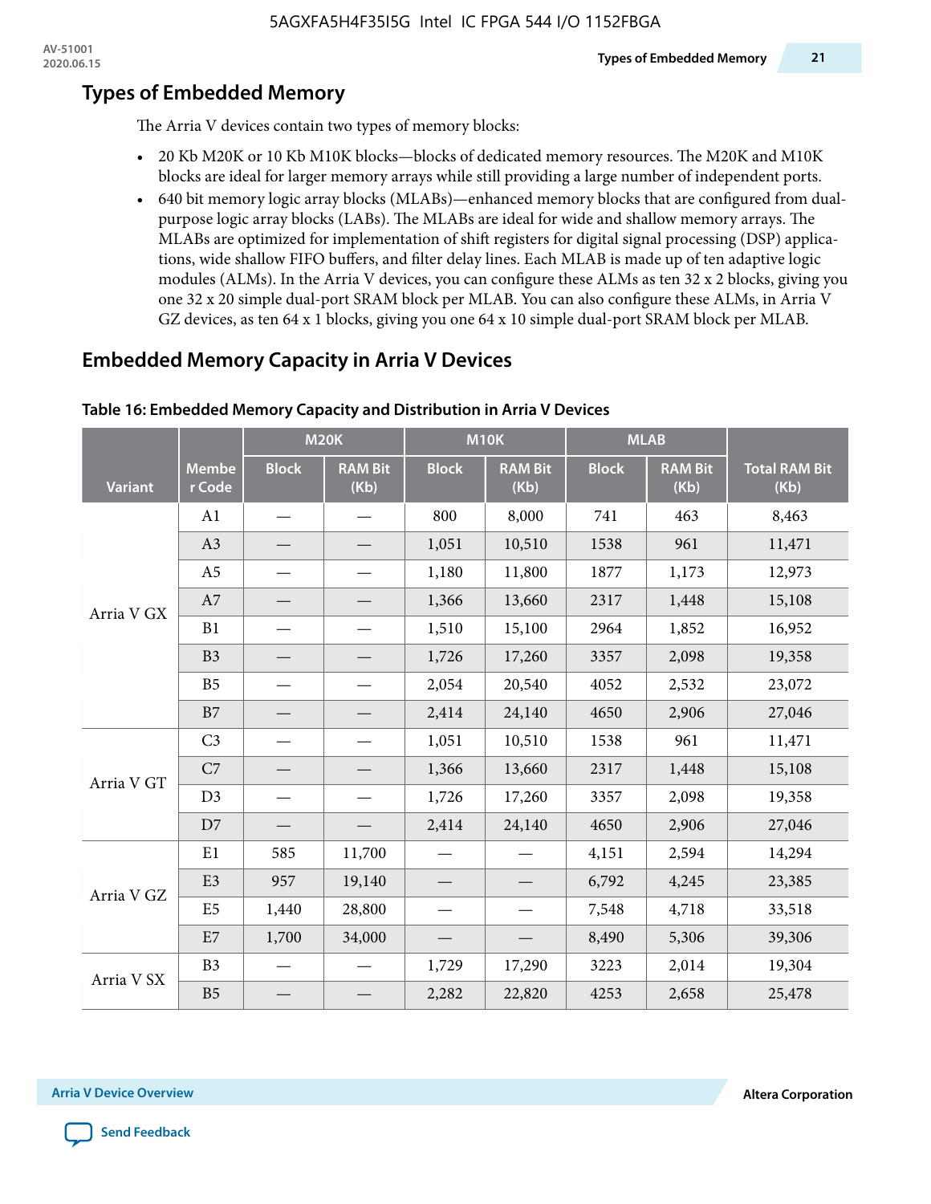## Types of Embedded Memory

The Arria V devices contain two types of memory blocks:

- 20 Kb M20K or 10 Kb M10K blocks—blocks of dedicated memory resources. The M20K and M10K blocks are ideal for larger memory arrays while still providing a large number of independent ports.
- 640 bit memory logic array blocks (MLABs)—enhanced memory blocks that are configured from dual-purpose logic array blocks (LABs). The MLABs are ideal for wide and shallow memory arrays. The MLABs are optimized for implementation of shift registers for digital signal processing (DSP) applications, wide shallow FIFO buffers, and filter delay lines. Each MLAB is made up of ten adaptive logic modules (ALMs). In the Arria V devices, you can configure these ALMs as ten 32 x 2 blocks, giving you one 32 x 20 simple dual-port SRAM block per MLAB. You can also configure these ALMs, in Arria V GZ devices, as ten 64 x 1 blocks, giving you one 64 x 10 simple dual-port SRAM block per MLAB.

## Embedded Memory Capacity in Arria V Devices

**Table 16: Embedded Memory Capacity and Distribution in Arria V Devices**

| Variant | Member Code | M20K | | M10K | | MLAB | | Total RAM Bit (Kb) |
|---|---|---|---|---|---|---|---|---|
| | | Block | RAM Bit (Kb) | Block | RAM Bit (Kb) | Block | RAM Bit (Kb) | |
| Arria V GX | A1 | — | — | 800 | 8,000 | 741 | 463 | 8,463 |
| | A3 | — | — | 1,051 | 10,510 | 1538 | 961 | 11,471 |
| | A5 | — | — | 1,180 | 11,800 | 1877 | 1,173 | 12,973 |
| | A7 | — | — | 1,366 | 13,660 | 2317 | 1,448 | 15,108 |
| | B1 | — | — | 1,510 | 15,100 | 2964 | 1,852 | 16,952 |
| | B3 | — | — | 1,726 | 17,260 | 3357 | 2,098 | 19,358 |
| | B5 | — | — | 2,054 | 20,540 | 4052 | 2,532 | 23,072 |
| | B7 | — | — | 2,414 | 24,140 | 4650 | 2,906 | 27,046 |
| Arria V GT | C3 | — | — | 1,051 | 10,510 | 1538 | 961 | 11,471 |
| | C7 | — | — | 1,366 | 13,660 | 2317 | 1,448 | 15,108 |
| | D3 | — | — | 1,726 | 17,260 | 3357 | 2,098 | 19,358 |
| | D7 | — | — | 2,414 | 24,140 | 4650 | 2,906 | 27,046 |
| Arria V GZ | E1 | 585 | 11,700 | — | — | 4,151 | 2,594 | 14,294 |
| | E3 | 957 | 19,140 | — | — | 6,792 | 4,245 | 23,385 |
| | E5 | 1,440 | 28,800 | — | — | 7,548 | 4,718 | 33,518 |
| | E7 | 1,700 | 34,000 | — | — | 8,490 | 5,306 | 39,306 |
| Arria V SX | B3 | — | — | 1,729 | 17,290 | 3223 | 2,014 | 19,304 |
| | B5 | — | — | 2,282 | 22,820 | 4253 | 2,658 | 25,478 |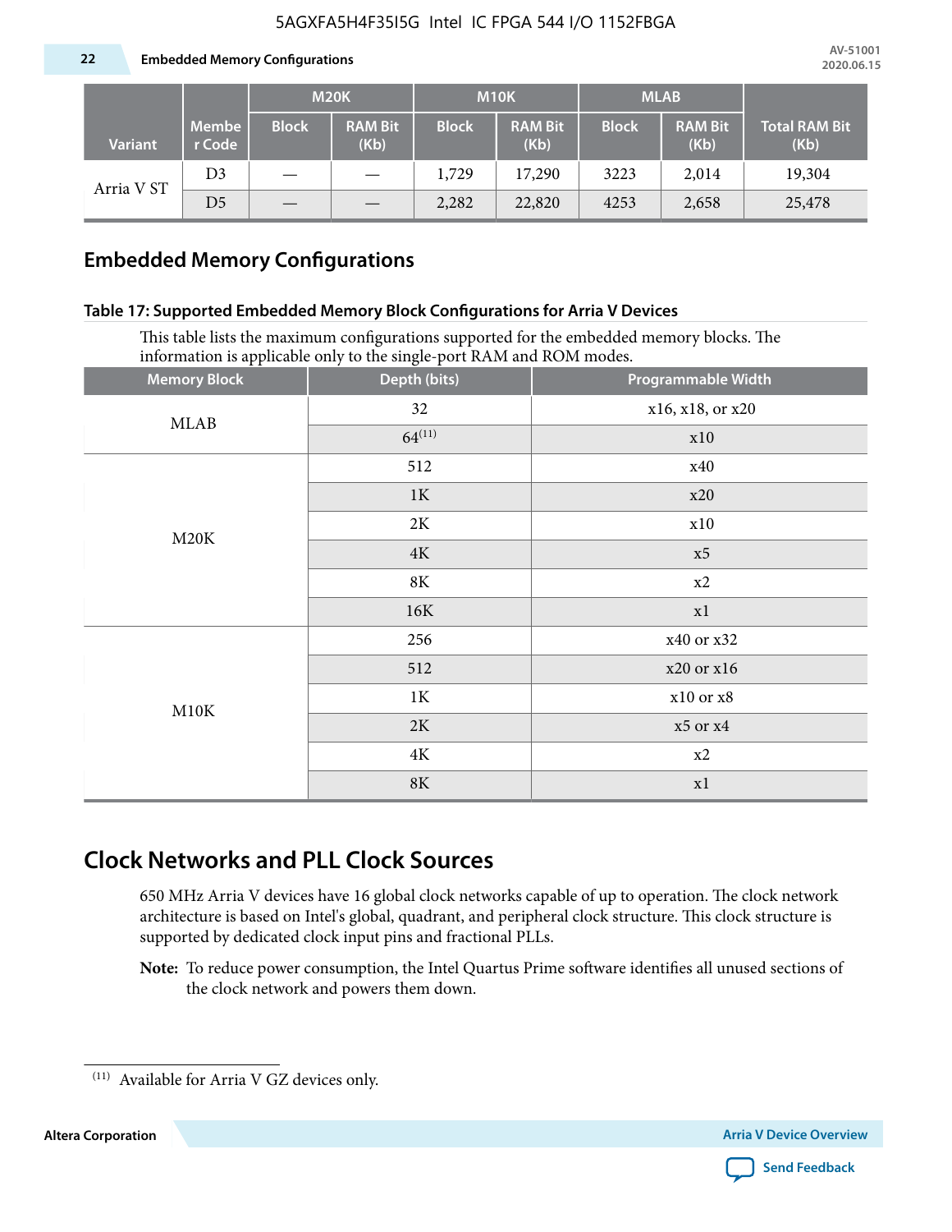| Variant | Member Code | M20K | | M10K | | MLAB | | Total RAM Bit (Kb) |
|---|---|---|---|---|---|---|---|---|
| | | Block | RAM Bit (Kb) | Block | RAM Bit (Kb) | Block | RAM Bit (Kb) | |
| Arria V ST | D3 | — | — | 1,729 | 17,290 | 3223 | 2,014 | 19,304 |
| | D5 | — | — | 2,282 | 22,820 | 4253 | 2,658 | 25,478 |

## Embedded Memory Configurations

**Table 17: Supported Embedded Memory Block Configurations for Arria V Devices**

This table lists the maximum configurations supported for the embedded memory blocks. The information is applicable only to the single-port RAM and ROM modes.

| Memory Block | Depth (bits) | Programmable Width |
|---|---|---|
| MLAB | 32 | x16, x18, or x20 |
| | 64[11] | x10 |
| M20K | 512 | x40 |
| | 1K | x20 |
| | 2K | x10 |
| | 4K | x5 |
| | 8K | x2 |
| | 16K | x1 |
| M10K | 256 | x40 or x32 |
| | 512 | x20 or x16 |
| | 1K | x10 or x8 |
| | 2K | x5 or x4 |
| | 4K | x2 |
| | 8K | x1 |

# Clock Networks and PLL Clock Sources

650 MHz Arria V devices have 16 global clock networks capable of up to operation. The clock network architecture is based on Intel's global, quadrant, and peripheral clock structure. This clock structure is supported by dedicated clock input pins and fractional PLLs.

**Note:** To reduce power consumption, the Intel Quartus Prime software identifies all unused sections of the clock network and powers them down.

[11] Available for Arria V GZ devices only.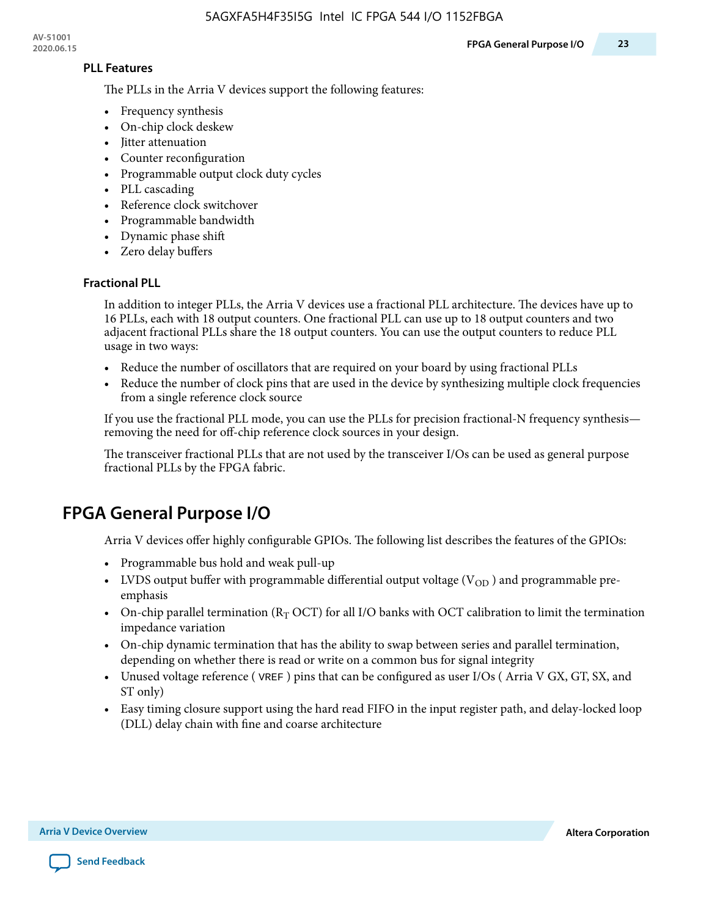### PLL Features

The PLLs in the Arria V devices support the following features:

- Frequency synthesis
- On-chip clock deskew
- Jitter attenuation
- Counter reconfiguration
- Programmable output clock duty cycles
- PLL cascading
- Reference clock switchover
- Programmable bandwidth
- Dynamic phase shift
- Zero delay buffers

### Fractional PLL

In addition to integer PLLs, the Arria V devices use a fractional PLL architecture. The devices have up to 16 PLLs, each with 18 output counters. One fractional PLL can use up to 18 output counters and two adjacent fractional PLLs share the 18 output counters. You can use the output counters to reduce PLL usage in two ways:

- Reduce the number of oscillators that are required on your board by using fractional PLLs
- Reduce the number of clock pins that are used in the device by synthesizing multiple clock frequencies from a single reference clock source

If you use the fractional PLL mode, you can use the PLLs for precision fractional-N frequency synthesis—removing the need for off-chip reference clock sources in your design.

The transceiver fractional PLLs that are not used by the transceiver I/Os can be used as general purpose fractional PLLs by the FPGA fabric.

## FPGA General Purpose I/O

Arria V devices offer highly configurable GPIOs. The following list describes the features of the GPIOs:

- Programmable bus hold and weak pull-up
- LVDS output buffer with programmable differential output voltage ($V_{OD}$) and programmable pre-emphasis
- On-chip parallel termination ($R_T$ OCT) for all I/O banks with OCT calibration to limit the termination impedance variation
- On-chip dynamic termination that has the ability to swap between series and parallel termination, depending on whether there is read or write on a common bus for signal integrity
- Unused voltage reference ( VREF ) pins that can be configured as user I/Os ( Arria V GX, GT, SX, and ST only)
- Easy timing closure support using the hard read FIFO in the input register path, and delay-locked loop (DLL) delay chain with fine and coarse architecture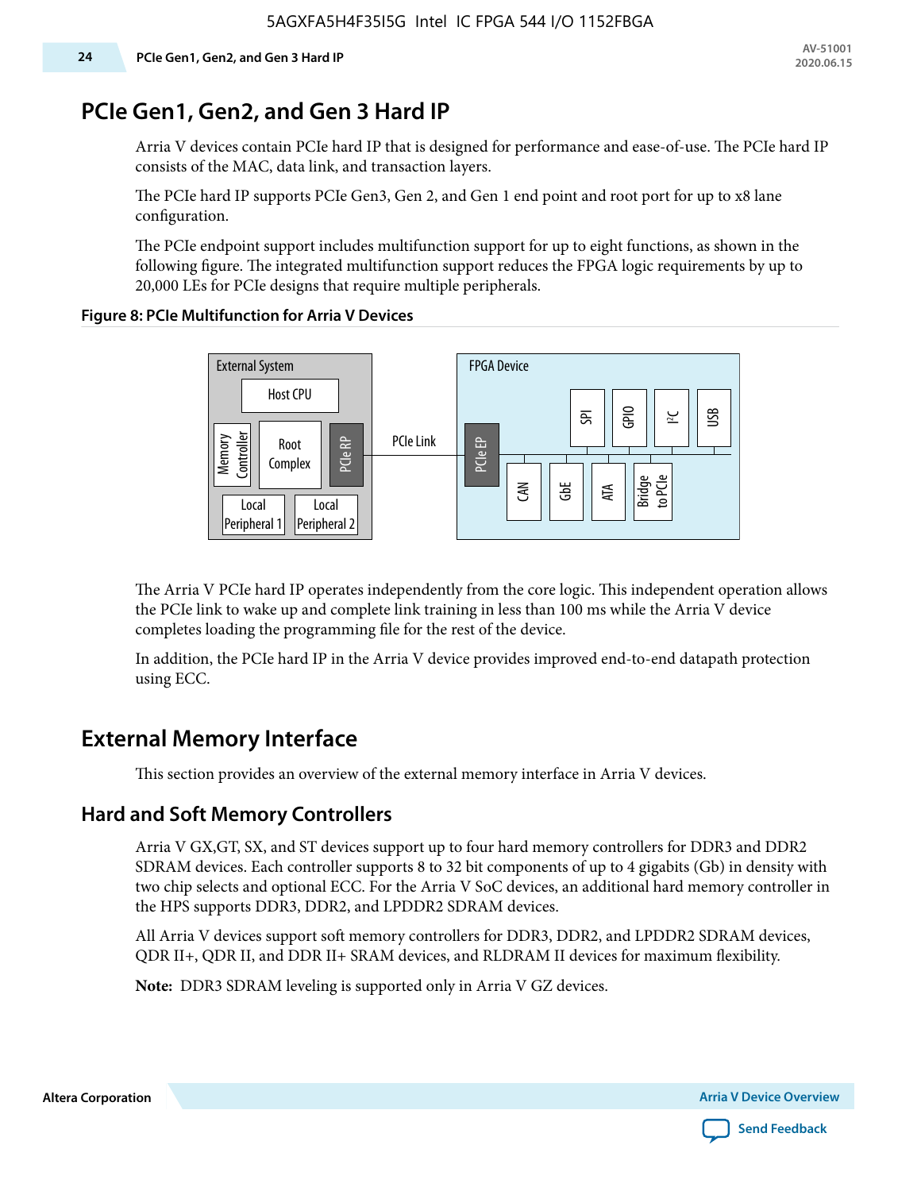# PCIe Gen1, Gen2, and Gen 3 Hard IP

Arria V devices contain PCIe hard IP that is designed for performance and ease-of-use. The PCIe hard IP consists of the MAC, data link, and transaction layers.

The PCIe hard IP supports PCIe Gen3, Gen 2, and Gen 1 end point and root port for up to x8 lane configuration.

The PCIe endpoint support includes multifunction support for up to eight functions, as shown in the following figure. The integrated multifunction support reduces the FPGA logic requirements by up to 20,000 LEs for PCIe designs that require multiple peripherals.

**Figure 8: PCIe Multifunction for Arria V Devices**

The Arria V PCIe hard IP operates independently from the core logic. This independent operation allows the PCIe link to wake up and complete link training in less than 100 ms while the Arria V device completes loading the programming file for the rest of the device.

In addition, the PCIe hard IP in the Arria V device provides improved end-to-end datapath protection using ECC.

# External Memory Interface

This section provides an overview of the external memory interface in Arria V devices.

## Hard and Soft Memory Controllers

Arria V GX,GT, SX, and ST devices support up to four hard memory controllers for DDR3 and DDR2 SDRAM devices. Each controller supports 8 to 32 bit components of up to 4 gigabits (Gb) in density with two chip selects and optional ECC. For the Arria V SoC devices, an additional hard memory controller in the HPS supports DDR3, DDR2, and LPDDR2 SDRAM devices.

All Arria V devices support soft memory controllers for DDR3, DDR2, and LPDDR2 SDRAM devices, QDR II+, QDR II, and DDR II+ SRAM devices, and RLDRAM II devices for maximum flexibility.

**Note:** DDR3 SDRAM leveling is supported only in Arria V GZ devices.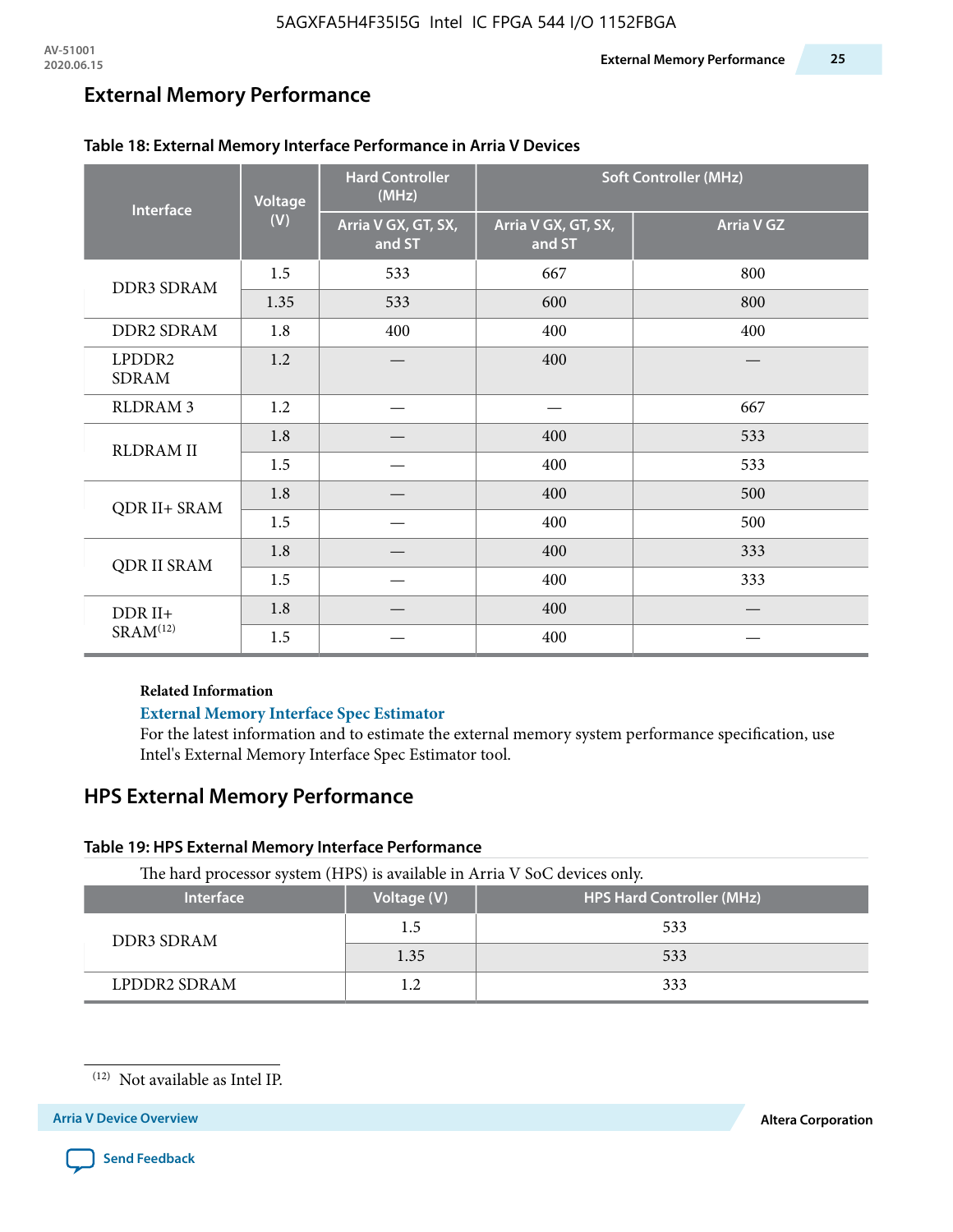## External Memory Performance

**Table 18: External Memory Interface Performance in Arria V Devices**

| Interface | Voltage (V) | Hard Controller (MHz) | Soft Controller (MHz) | |
|---|---|---|---|---|
| | | Arria V GX, GT, SX, and ST | Arria V GX, GT, SX, and ST | Arria V GZ |
| DDR3 SDRAM | 1.5 | 533 | 667 | 800 |
| | 1.35 | 533 | 600 | 800 |
| DDR2 SDRAM | 1.8 | 400 | 400 | 400 |
| LPDDR2 SDRAM | 1.2 | — | 400 | — |
| RLDRAM 3 | 1.2 | — | — | 667 |
| RLDRAM II | 1.8 | — | 400 | 533 |
| | 1.5 | — | 400 | 533 |
| QDR II+ SRAM | 1.8 | — | 400 | 500 |
| | 1.5 | — | 400 | 500 |
| QDR II SRAM | 1.8 | — | 400 | 333 |
| | 1.5 | — | 400 | 333 |
| DDR II+ SRAM[12] | 1.8 | — | 400 | — |
| | 1.5 | — | 400 | — |

**Related Information**

**External Memory Interface Spec Estimator**

For the latest information and to estimate the external memory system performance specification, use Intel's External Memory Interface Spec Estimator tool.

## HPS External Memory Performance

**Table 19: HPS External Memory Interface Performance**

The hard processor system (HPS) is available in Arria V SoC devices only.

| Interface | Voltage (V) | HPS Hard Controller (MHz) |
|---|---|---|
| DDR3 SDRAM | 1.5 | 533 |
| | 1.35 | 533 |
| LPDDR2 SDRAM | 1.2 | 333 |

(12) Not available as Intel IP.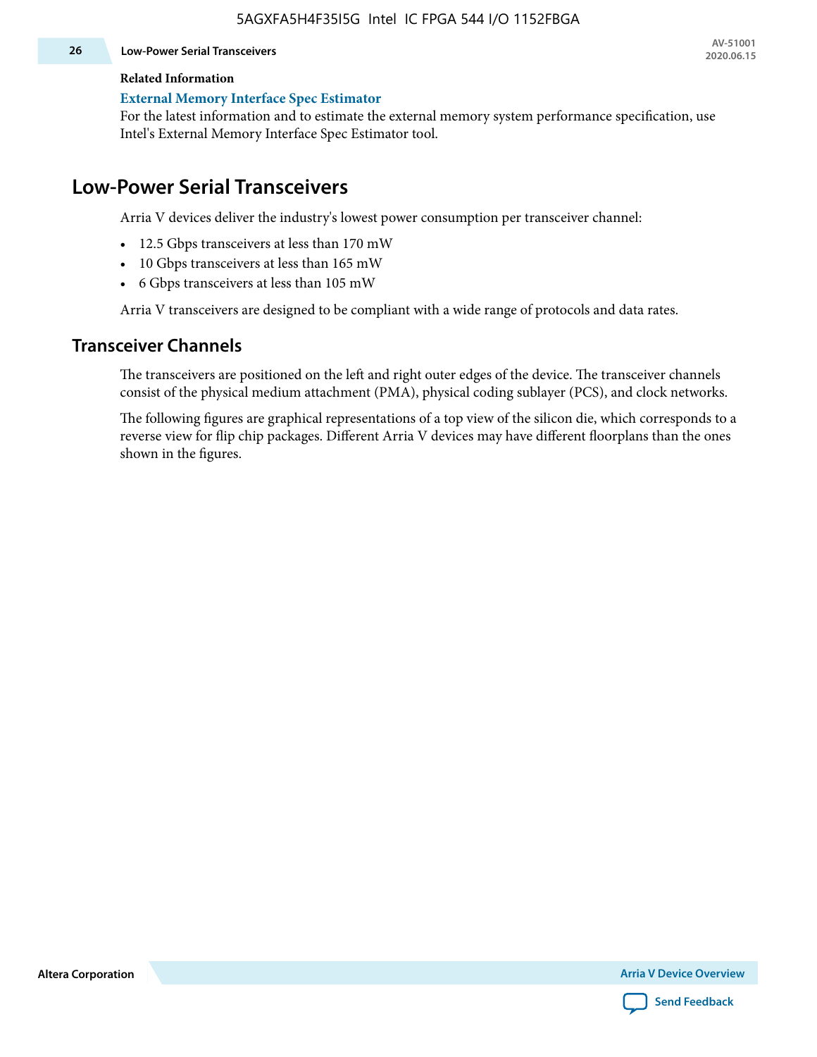**Related Information**

**External Memory Interface Spec Estimator**

For the latest information and to estimate the external memory system performance specification, use Intel's External Memory Interface Spec Estimator tool.

## Low-Power Serial Transceivers

Arria V devices deliver the industry's lowest power consumption per transceiver channel:

- 12.5 Gbps transceivers at less than 170 mW
- 10 Gbps transceivers at less than 165 mW
- 6 Gbps transceivers at less than 105 mW

Arria V transceivers are designed to be compliant with a wide range of protocols and data rates.

### Transceiver Channels

The transceivers are positioned on the left and right outer edges of the device. The transceiver channels consist of the physical medium attachment (PMA), physical coding sublayer (PCS), and clock networks.

The following figures are graphical representations of a top view of the silicon die, which corresponds to a reverse view for flip chip packages. Different Arria V devices may have different floorplans than the ones shown in the figures.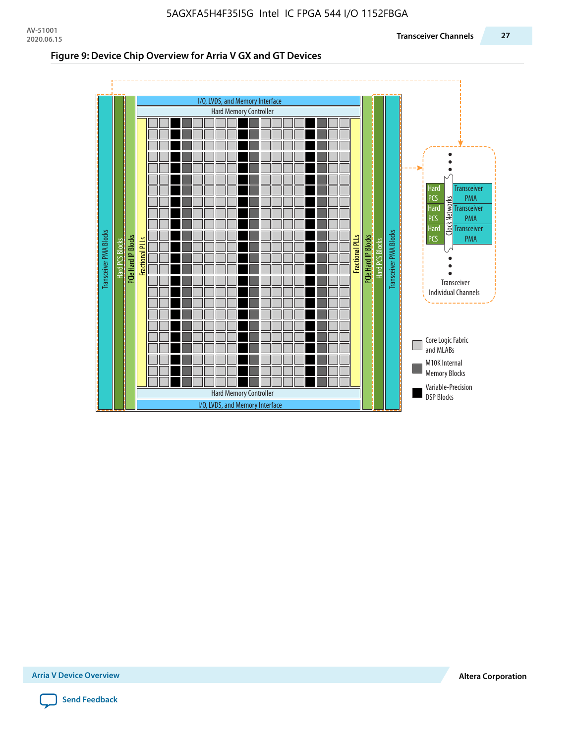**Figure 9: Device Chip Overview for Arria V GX and GT Devices**

I/O, LVDS, and Memory Interface

Hard Memory Controller

Transceiver PMA Blocks

Hard PCS Blocks

PCIe Hard IP Blocks

Fractional PLLs

Hard Memory Controller

I/O, LVDS, and Memory Interface

Hard PCS | Transceiver PMA

Hard PCS | Transceiver PMA

Hard PCS | Transceiver PMA

Clock Networks

Transceiver Individual Channels

Core Logic Fabric and MLABs

M10K Internal Memory Blocks

Variable-Precision DSP Blocks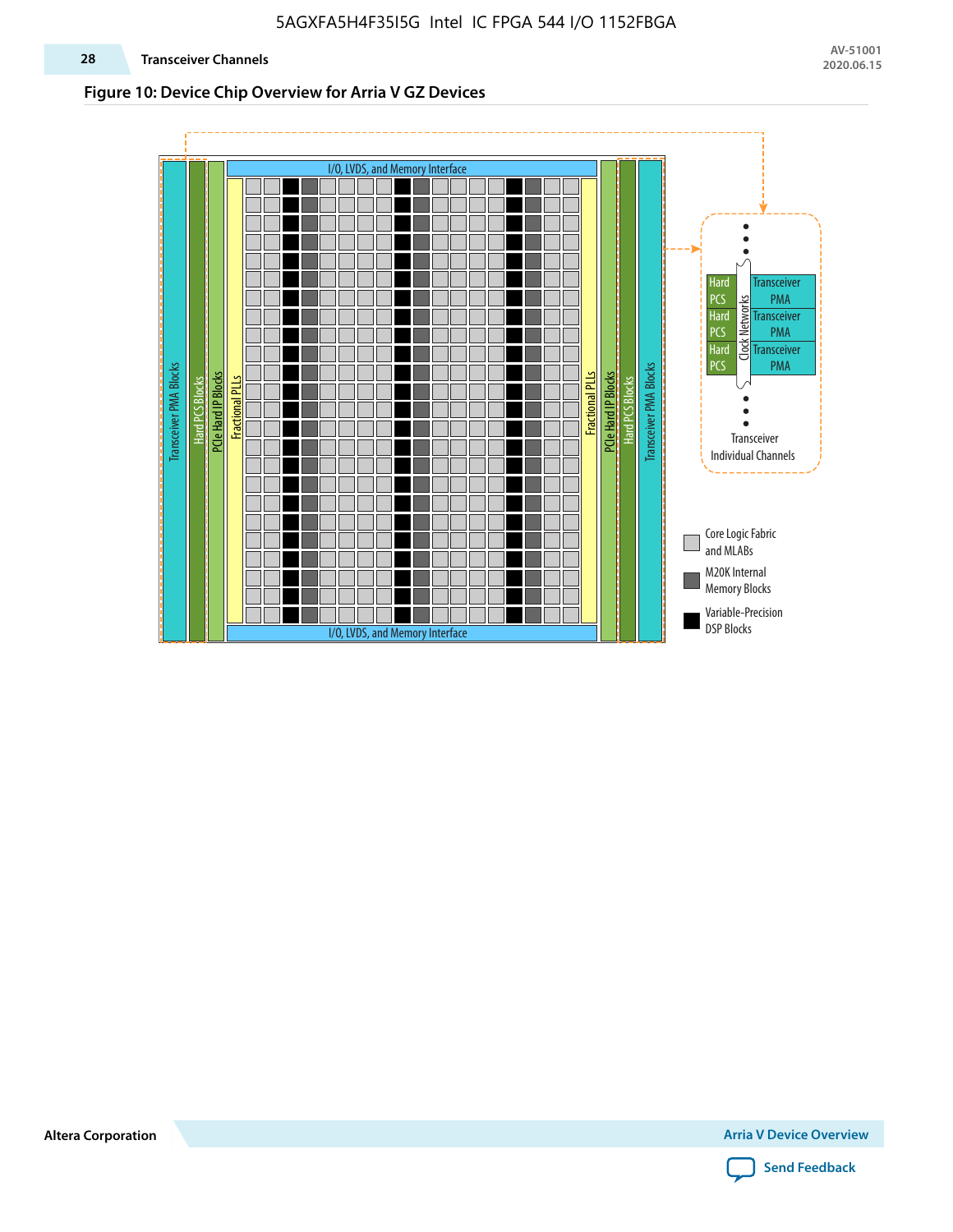### Figure 10: Device Chip Overview for Arria V GZ Devices

Transceiver PMA Blocks | Hard PCS Blocks | PCIe Hard IP Blocks | Fractional PLLs | I/O, LVDS, and Memory Interface | Fractional PLLs | PCIe Hard IP Blocks | Hard PCS Blocks | Transceiver PMA Blocks

Hard PCS | Transceiver PMA | Clock Networks

Transceiver Individual Channels

Core Logic Fabric and MLABs

M20K Internal Memory Blocks

Variable-Precision DSP Blocks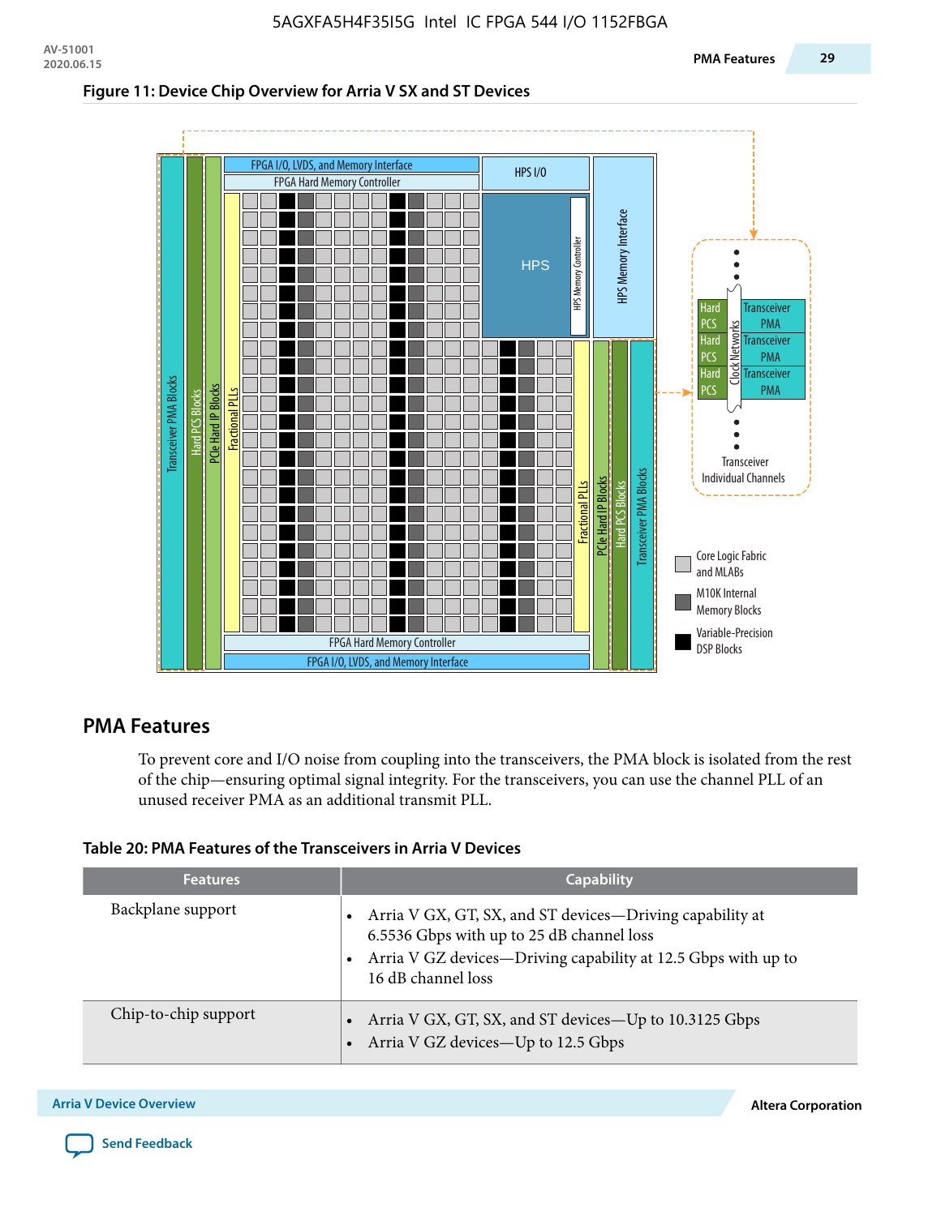**Figure 11: Device Chip Overview for Arria V SX and ST Devices**

## PMA Features

To prevent core and I/O noise from coupling into the transceivers, the PMA block is isolated from the rest of the chip—ensuring optimal signal integrity. For the transceivers, you can use the channel PLL of an unused receiver PMA as an additional transmit PLL.

**Table 20: PMA Features of the Transceivers in Arria V Devices**

| Features | Capability |
|---|---|
| Backplane support | • Arria V GX, GT, SX, and ST devices—Driving capability at 6.5536 Gbps with up to 25 dB channel loss<br>• Arria V GZ devices—Driving capability at 12.5 Gbps with up to 16 dB channel loss |
| Chip-to-chip support | • Arria V GX, GT, SX, and ST devices—Up to 10.3125 Gbps<br>• Arria V GZ devices—Up to 12.5 Gbps |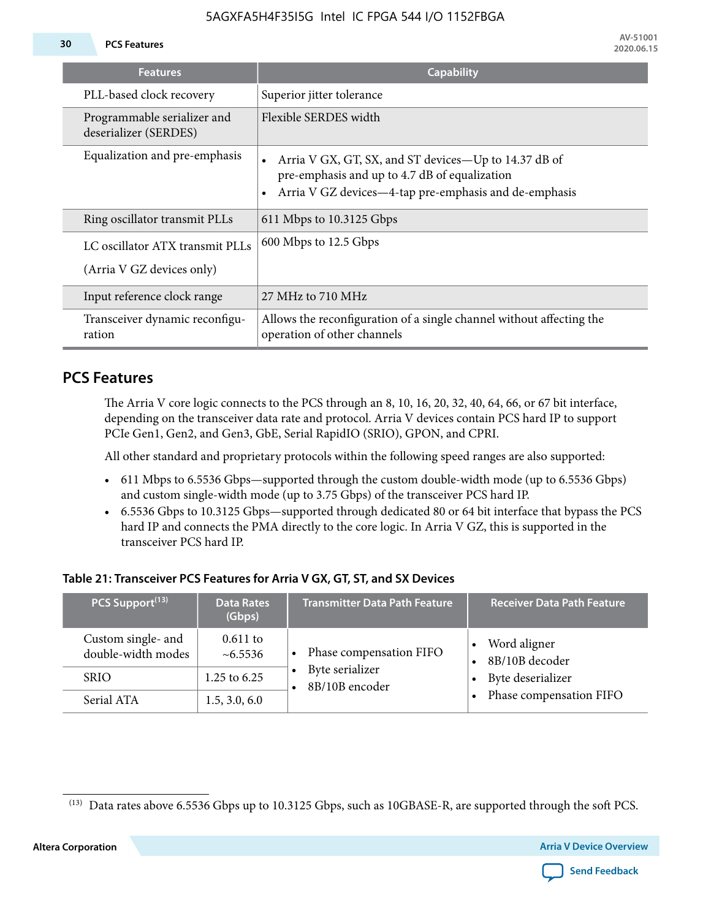| Features | Capability |
|---|---|
| PLL-based clock recovery | Superior jitter tolerance |
| Programmable serializer and deserializer (SERDES) | Flexible SERDES width |
| Equalization and pre-emphasis | • Arria V GX, GT, SX, and ST devices—Up to 14.37 dB of pre-emphasis and up to 4.7 dB of equalization<br>• Arria V GZ devices—4-tap pre-emphasis and de-emphasis |
| Ring oscillator transmit PLLs | 611 Mbps to 10.3125 Gbps |
| LC oscillator ATX transmit PLLs<br><br>(Arria V GZ devices only) | 600 Mbps to 12.5 Gbps |
| Input reference clock range | 27 MHz to 710 MHz |
| Transceiver dynamic reconfiguration | Allows the reconfiguration of a single channel without affecting the operation of other channels |

## PCS Features

The Arria V core logic connects to the PCS through an 8, 10, 16, 20, 32, 40, 64, 66, or 67 bit interface, depending on the transceiver data rate and protocol. Arria V devices contain PCS hard IP to support PCIe Gen1, Gen2, and Gen3, GbE, Serial RapidIO (SRIO), GPON, and CPRI.

All other standard and proprietary protocols within the following speed ranges are also supported:

- 611 Mbps to 6.5536 Gbps—supported through the custom double-width mode (up to 6.5536 Gbps) and custom single-width mode (up to 3.75 Gbps) of the transceiver PCS hard IP.
- 6.5536 Gbps to 10.3125 Gbps—supported through dedicated 80 or 64 bit interface that bypass the PCS hard IP and connects the PMA directly to the core logic. In Arria V GZ, this is supported in the transceiver PCS hard IP.

**Table 21: Transceiver PCS Features for Arria V GX, GT, ST, and SX Devices**

| PCS Support[13] | Data Rates (Gbps) | Transmitter Data Path Feature | Receiver Data Path Feature |
|---|---|---|---|
| Custom single- and double-width modes | 0.611 to ~6.5536 | • Phase compensation FIFO<br>• Byte serializer<br>• 8B/10B encoder | • Word aligner<br>• 8B/10B decoder<br>• Byte deserializer<br>• Phase compensation FIFO |
| SRIO | 1.25 to 6.25 | | |
| Serial ATA | 1.5, 3.0, 6.0 | | |

[13] Data rates above 6.5536 Gbps up to 10.3125 Gbps, such as 10GBASE-R, are supported through the soft PCS.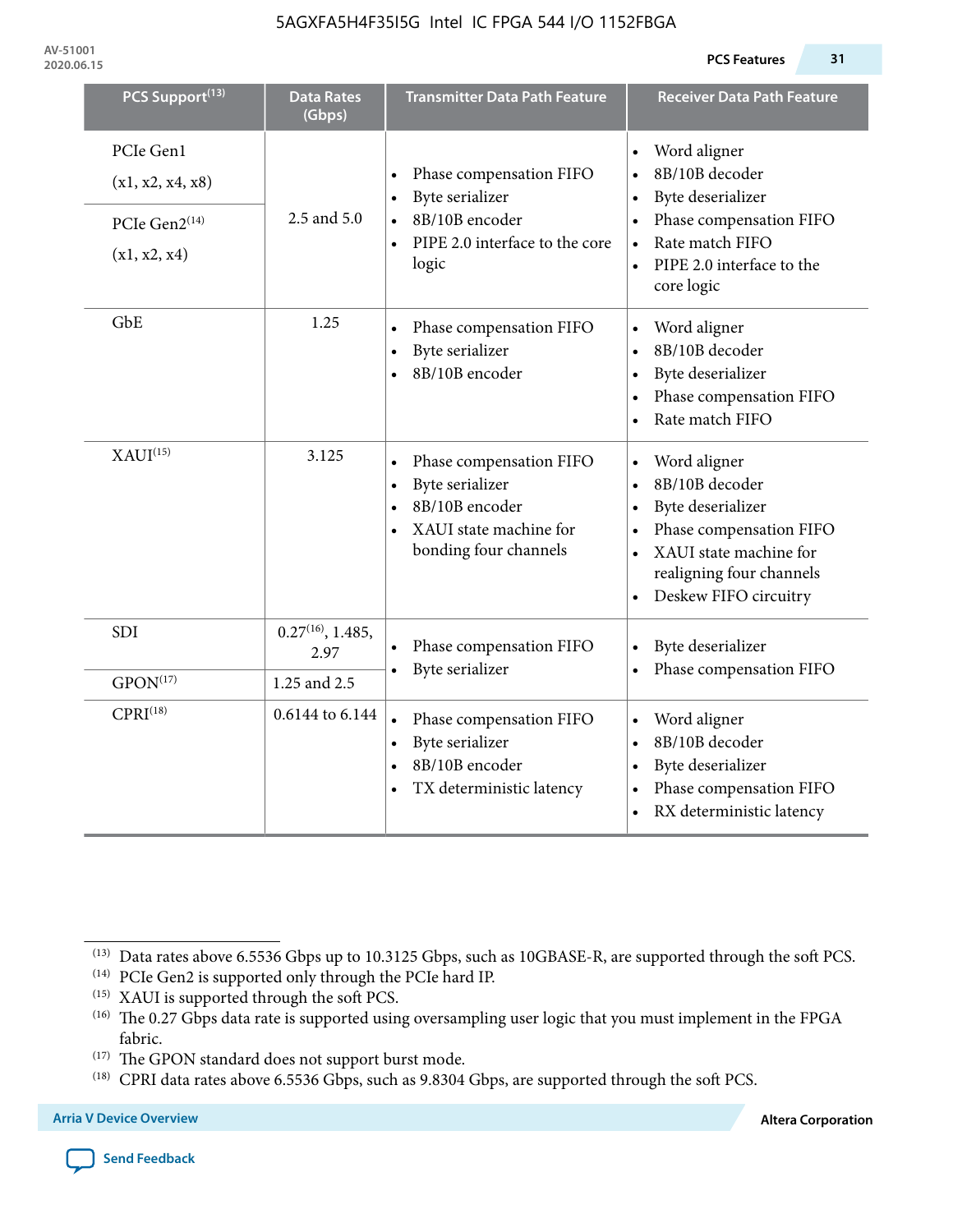| PCS Support[13] | Data Rates (Gbps) | Transmitter Data Path Feature | Receiver Data Path Feature |
|---|---|---|---|
| PCIe Gen1 (x1, x2, x4, x8) | 2.5 and 5.0 | • Phase compensation FIFO<br>• Byte serializer<br>• 8B/10B encoder<br>• PIPE 2.0 interface to the core logic | • Word aligner<br>• 8B/10B decoder<br>• Byte deserializer<br>• Phase compensation FIFO<br>• Rate match FIFO<br>• PIPE 2.0 interface to the core logic |
| PCIe Gen2[14] (x1, x2, x4) | | | |
| GbE | 1.25 | • Phase compensation FIFO<br>• Byte serializer<br>• 8B/10B encoder | • Word aligner<br>• 8B/10B decoder<br>• Byte deserializer<br>• Phase compensation FIFO<br>• Rate match FIFO |
| XAUI[15] | 3.125 | • Phase compensation FIFO<br>• Byte serializer<br>• 8B/10B encoder<br>• XAUI state machine for bonding four channels | • Word aligner<br>• 8B/10B decoder<br>• Byte deserializer<br>• Phase compensation FIFO<br>• XAUI state machine for realigning four channels<br>• Deskew FIFO circuitry |
| SDI | 0.27[16], 1.485, 2.97 | • Phase compensation FIFO<br>• Byte serializer | • Byte deserializer<br>• Phase compensation FIFO |
| GPON[17] | 1.25 and 2.5 | | |
| CPRI[18] | 0.6144 to 6.144 | • Phase compensation FIFO<br>• Byte serializer<br>• 8B/10B encoder<br>• TX deterministic latency | • Word aligner<br>• 8B/10B decoder<br>• Byte deserializer<br>• Phase compensation FIFO<br>• RX deterministic latency |

(13) Data rates above 6.5536 Gbps up to 10.3125 Gbps, such as 10GBASE-R, are supported through the soft PCS.

(14) PCIe Gen2 is supported only through the PCIe hard IP.

(15) XAUI is supported through the soft PCS.

(16) The 0.27 Gbps data rate is supported using oversampling user logic that you must implement in the FPGA fabric.

(17) The GPON standard does not support burst mode.

(18) CPRI data rates above 6.5536 Gbps, such as 9.8304 Gbps, are supported through the soft PCS.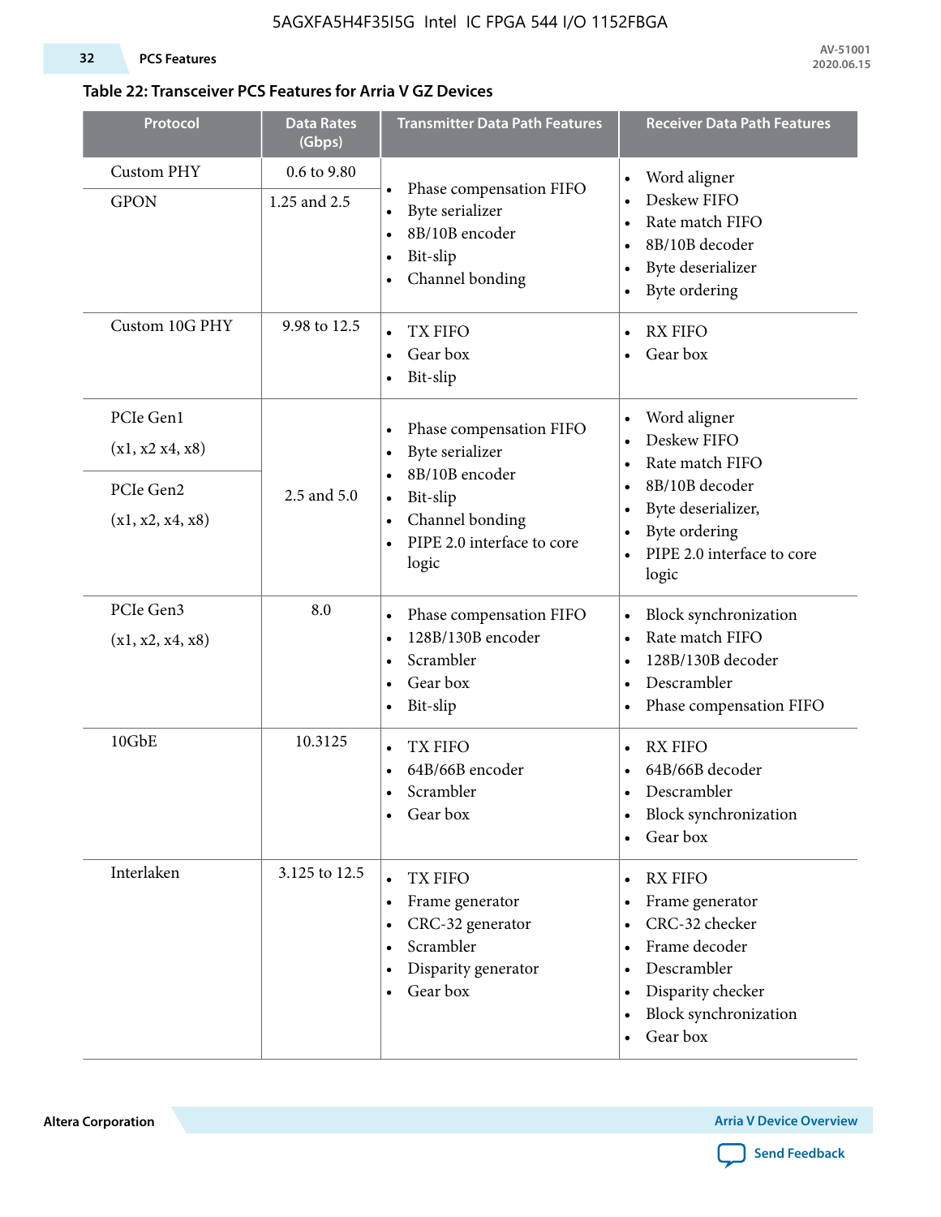**Table 22: Transceiver PCS Features for Arria V GZ Devices**

| Protocol | Data Rates (Gbps) | Transmitter Data Path Features | Receiver Data Path Features |
|---|---|---|---|
| Custom PHY | 0.6 to 9.80 | • Phase compensation FIFO<br>• Byte serializer<br>• 8B/10B encoder<br>• Bit-slip<br>• Channel bonding | • Word aligner<br>• Deskew FIFO<br>• Rate match FIFO<br>• 8B/10B decoder<br>• Byte deserializer<br>• Byte ordering |
| GPON | 1.25 and 2.5 | | |
| Custom 10G PHY | 9.98 to 12.5 | • TX FIFO<br>• Gear box<br>• Bit-slip | • RX FIFO<br>• Gear box |
| PCIe Gen1 (x1, x2 x4, x8) | 2.5 and 5.0 | • Phase compensation FIFO<br>• Byte serializer<br>• 8B/10B encoder<br>• Bit-slip<br>• Channel bonding<br>• PIPE 2.0 interface to core logic | • Word aligner<br>• Deskew FIFO<br>• Rate match FIFO<br>• 8B/10B decoder<br>• Byte deserializer,<br>• Byte ordering<br>• PIPE 2.0 interface to core logic |
| PCIe Gen2 (x1, x2, x4, x8) | | | |
| PCIe Gen3 (x1, x2, x4, x8) | 8.0 | • Phase compensation FIFO<br>• 128B/130B encoder<br>• Scrambler<br>• Gear box<br>• Bit-slip | • Block synchronization<br>• Rate match FIFO<br>• 128B/130B decoder<br>• Descrambler<br>• Phase compensation FIFO |
| 10GbE | 10.3125 | • TX FIFO<br>• 64B/66B encoder<br>• Scrambler<br>• Gear box | • RX FIFO<br>• 64B/66B decoder<br>• Descrambler<br>• Block synchronization<br>• Gear box |
| Interlaken | 3.125 to 12.5 | • TX FIFO<br>• Frame generator<br>• CRC-32 generator<br>• Scrambler<br>• Disparity generator<br>• Gear box | • RX FIFO<br>• Frame generator<br>• CRC-32 checker<br>• Frame decoder<br>• Descrambler<br>• Disparity checker<br>• Block synchronization<br>• Gear box |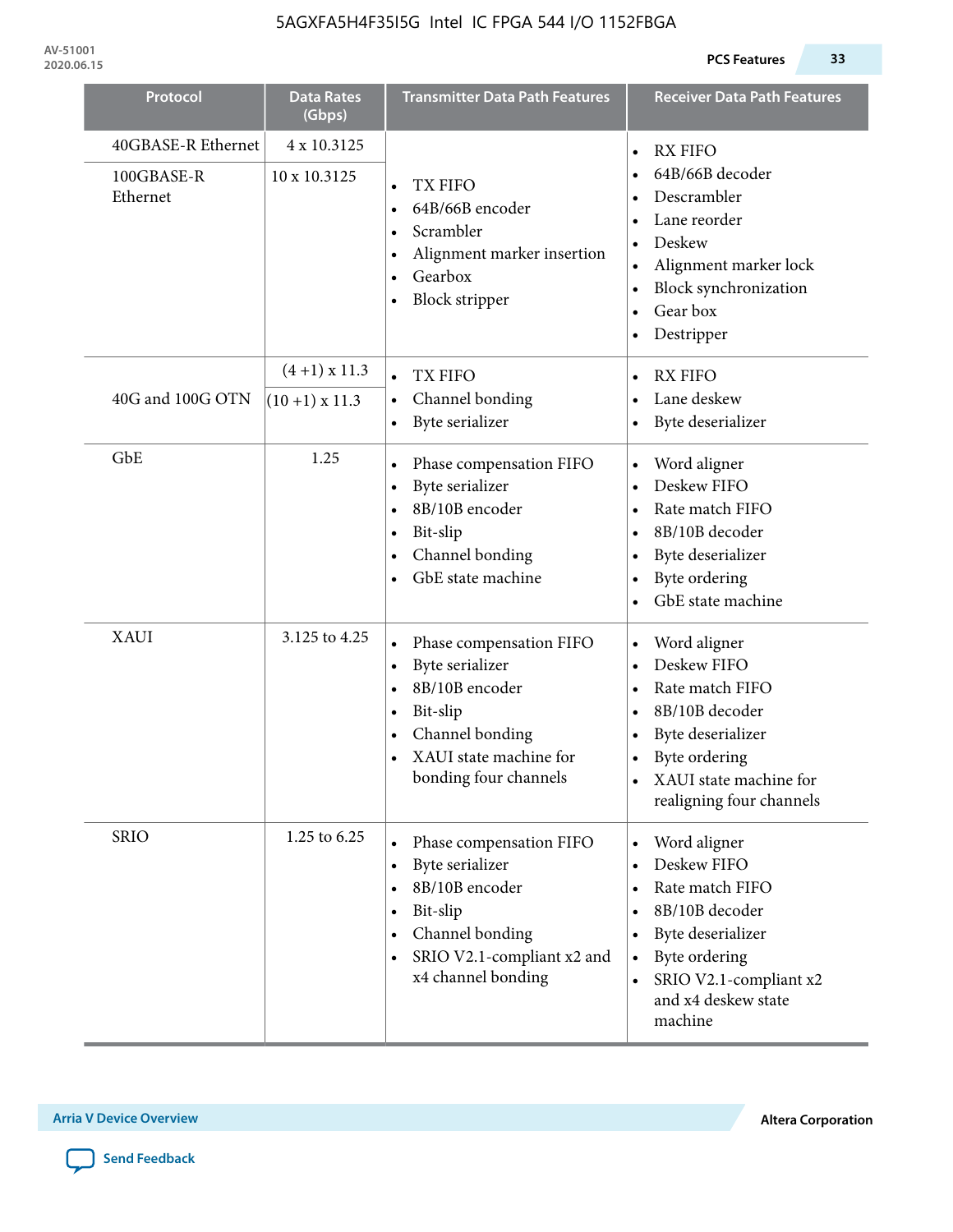| Protocol | Data Rates (Gbps) | Transmitter Data Path Features | Receiver Data Path Features |
|---|---|---|---|
| 40GBASE-R Ethernet | 4 x 10.3125 | • TX FIFO<br>• 64B/66B encoder<br>• Scrambler<br>• Alignment marker insertion<br>• Gearbox<br>• Block stripper | • RX FIFO<br>• 64B/66B decoder<br>• Descrambler<br>• Lane reorder<br>• Deskew<br>• Alignment marker lock<br>• Block synchronization<br>• Gear box<br>• Destripper |
| 100GBASE-R Ethernet | 10 x 10.3125 | | |
| 40G and 100G OTN | (4 +1) x 11.3<br>(10 +1) x 11.3 | • TX FIFO<br>• Channel bonding<br>• Byte serializer | • RX FIFO<br>• Lane deskew<br>• Byte deserializer |
| GbE | 1.25 | • Phase compensation FIFO<br>• Byte serializer<br>• 8B/10B encoder<br>• Bit-slip<br>• Channel bonding<br>• GbE state machine | • Word aligner<br>• Deskew FIFO<br>• Rate match FIFO<br>• 8B/10B decoder<br>• Byte deserializer<br>• Byte ordering<br>• GbE state machine |
| XAUI | 3.125 to 4.25 | • Phase compensation FIFO<br>• Byte serializer<br>• 8B/10B encoder<br>• Bit-slip<br>• Channel bonding<br>• XAUI state machine for bonding four channels | • Word aligner<br>• Deskew FIFO<br>• Rate match FIFO<br>• 8B/10B decoder<br>• Byte deserializer<br>• Byte ordering<br>• XAUI state machine for realigning four channels |
| SRIO | 1.25 to 6.25 | • Phase compensation FIFO<br>• Byte serializer<br>• 8B/10B encoder<br>• Bit-slip<br>• Channel bonding<br>• SRIO V2.1-compliant x2 and x4 channel bonding | • Word aligner<br>• Deskew FIFO<br>• Rate match FIFO<br>• 8B/10B decoder<br>• Byte deserializer<br>• Byte ordering<br>• SRIO V2.1-compliant x2 and x4 deskew state machine |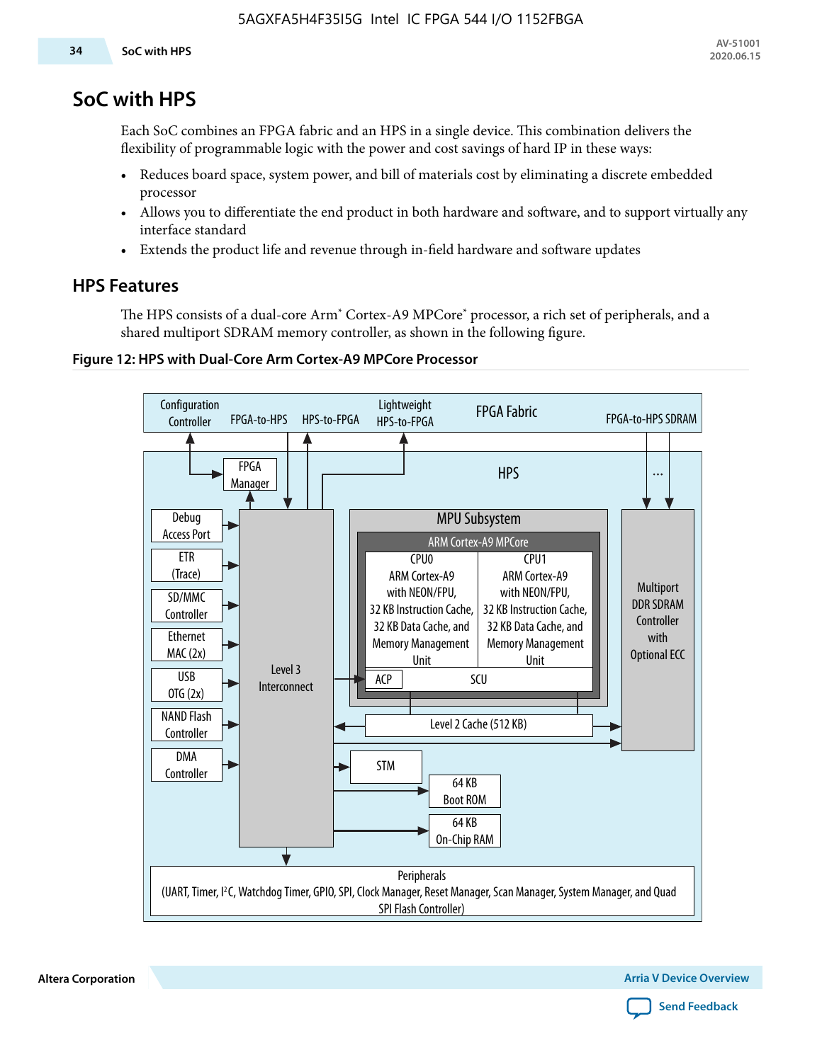# SoC with HPS

Each SoC combines an FPGA fabric and an HPS in a single device. This combination delivers the flexibility of programmable logic with the power and cost savings of hard IP in these ways:

- Reduces board space, system power, and bill of materials cost by eliminating a discrete embedded processor
- Allows you to differentiate the end product in both hardware and software, and to support virtually any interface standard
- Extends the product life and revenue through in-field hardware and software updates

## HPS Features

The HPS consists of a dual-core Arm* Cortex-A9 MPCore* processor, a rich set of peripherals, and a shared multiport SDRAM memory controller, as shown in the following figure.

**Figure 12: HPS with Dual-Core Arm Cortex-A9 MPCore Processor**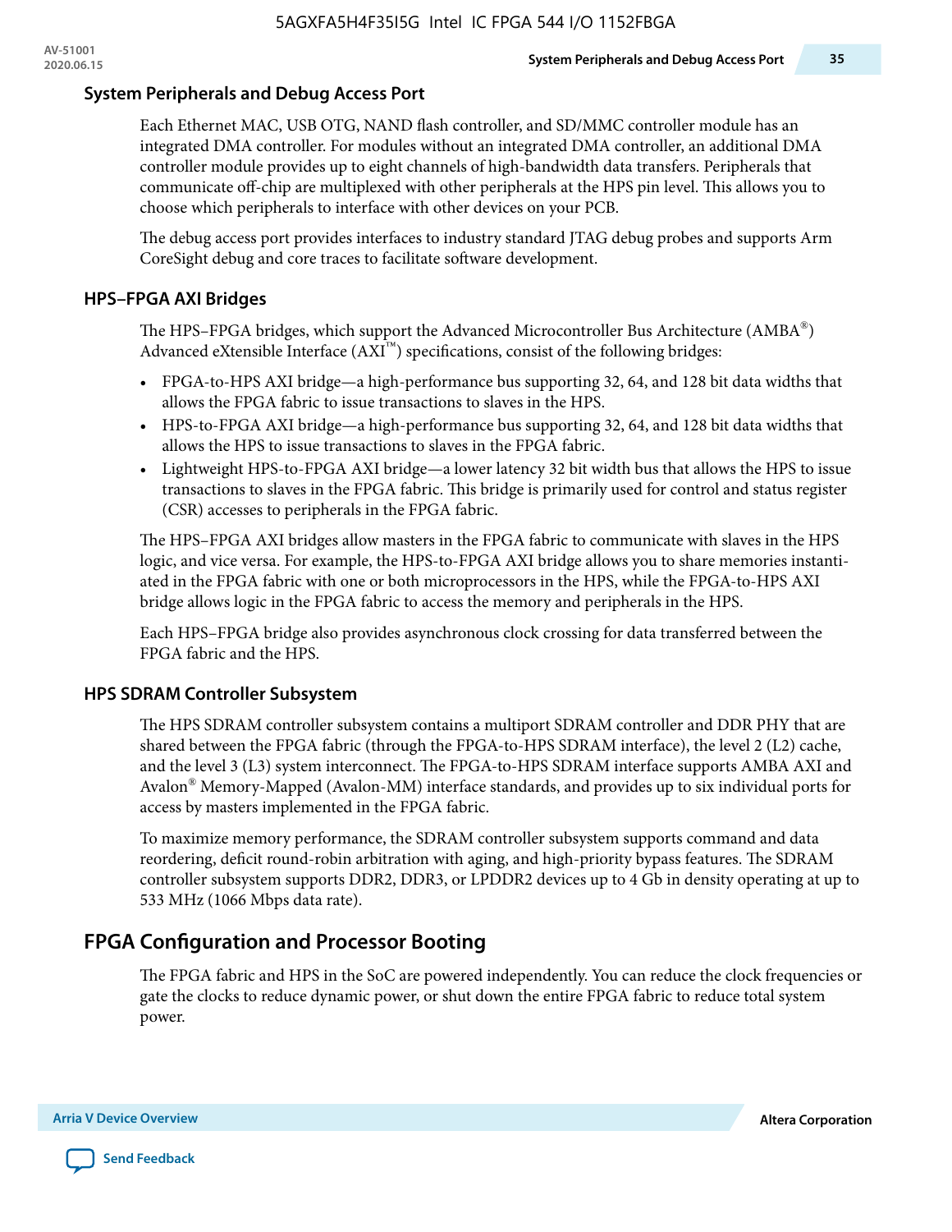### System Peripherals and Debug Access Port

Each Ethernet MAC, USB OTG, NAND flash controller, and SD/MMC controller module has an integrated DMA controller. For modules without an integrated DMA controller, an additional DMA controller module provides up to eight channels of high-bandwidth data transfers. Peripherals that communicate off-chip are multiplexed with other peripherals at the HPS pin level. This allows you to choose which peripherals to interface with other devices on your PCB.

The debug access port provides interfaces to industry standard JTAG debug probes and supports Arm CoreSight debug and core traces to facilitate software development.

### HPS–FPGA AXI Bridges

The HPS–FPGA bridges, which support the Advanced Microcontroller Bus Architecture (AMBA®) Advanced eXtensible Interface (AXI™) specifications, consist of the following bridges:

- FPGA-to-HPS AXI bridge—a high-performance bus supporting 32, 64, and 128 bit data widths that allows the FPGA fabric to issue transactions to slaves in the HPS.
- HPS-to-FPGA AXI bridge—a high-performance bus supporting 32, 64, and 128 bit data widths that allows the HPS to issue transactions to slaves in the FPGA fabric.
- Lightweight HPS-to-FPGA AXI bridge—a lower latency 32 bit width bus that allows the HPS to issue transactions to slaves in the FPGA fabric. This bridge is primarily used for control and status register (CSR) accesses to peripherals in the FPGA fabric.

The HPS–FPGA AXI bridges allow masters in the FPGA fabric to communicate with slaves in the HPS logic, and vice versa. For example, the HPS-to-FPGA AXI bridge allows you to share memories instantiated in the FPGA fabric with one or both microprocessors in the HPS, while the FPGA-to-HPS AXI bridge allows logic in the FPGA fabric to access the memory and peripherals in the HPS.

Each HPS–FPGA bridge also provides asynchronous clock crossing for data transferred between the FPGA fabric and the HPS.

### HPS SDRAM Controller Subsystem

The HPS SDRAM controller subsystem contains a multiport SDRAM controller and DDR PHY that are shared between the FPGA fabric (through the FPGA-to-HPS SDRAM interface), the level 2 (L2) cache, and the level 3 (L3) system interconnect. The FPGA-to-HPS SDRAM interface supports AMBA AXI and Avalon® Memory-Mapped (Avalon-MM) interface standards, and provides up to six individual ports for access by masters implemented in the FPGA fabric.

To maximize memory performance, the SDRAM controller subsystem supports command and data reordering, deficit round-robin arbitration with aging, and high-priority bypass features. The SDRAM controller subsystem supports DDR2, DDR3, or LPDDR2 devices up to 4 Gb in density operating at up to 533 MHz (1066 Mbps data rate).

## FPGA Configuration and Processor Booting

The FPGA fabric and HPS in the SoC are powered independently. You can reduce the clock frequencies or gate the clocks to reduce dynamic power, or shut down the entire FPGA fabric to reduce total system power.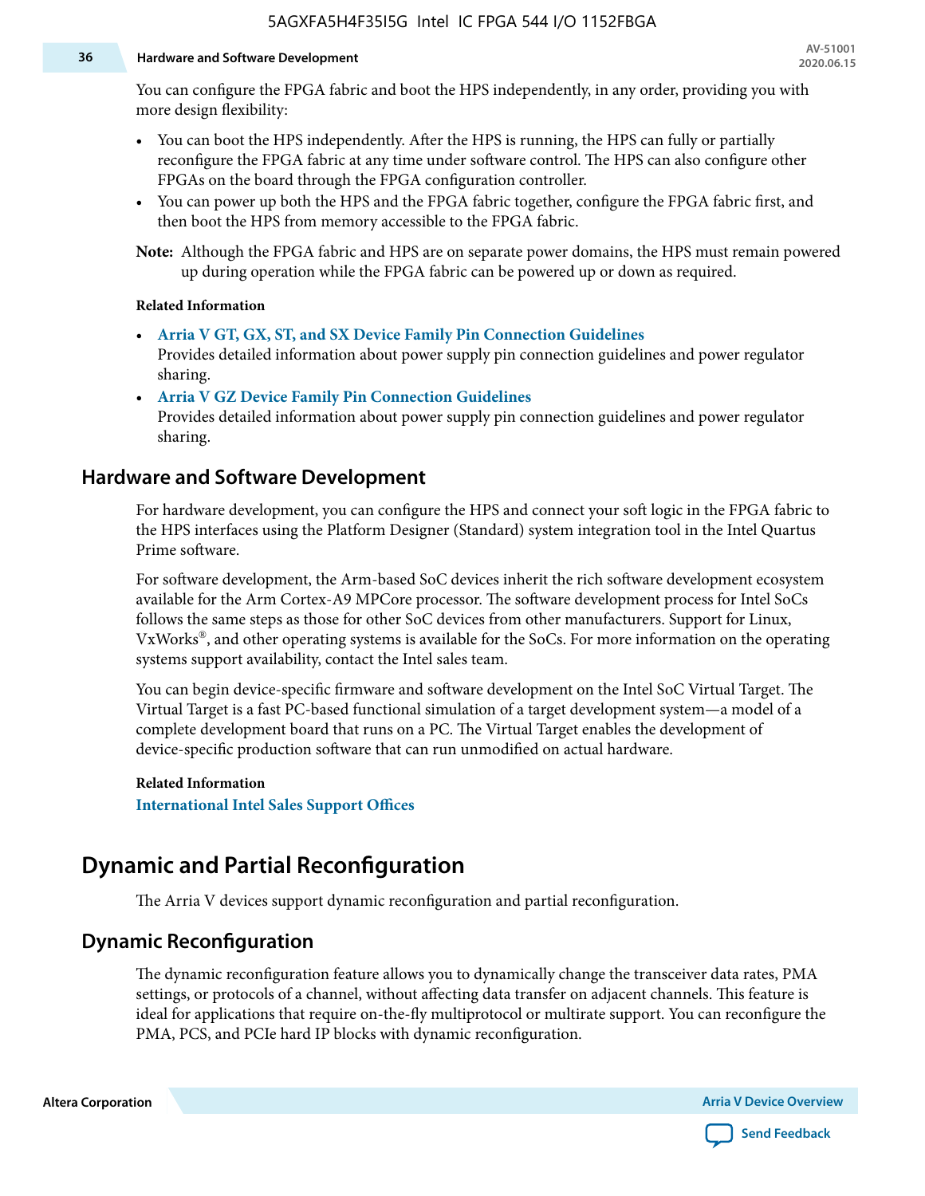You can configure the FPGA fabric and boot the HPS independently, in any order, providing you with more design flexibility:

- You can boot the HPS independently. After the HPS is running, the HPS can fully or partially reconfigure the FPGA fabric at any time under software control. The HPS can also configure other FPGAs on the board through the FPGA configuration controller.
- You can power up both the HPS and the FPGA fabric together, configure the FPGA fabric first, and then boot the HPS from memory accessible to the FPGA fabric.

**Note:** Although the FPGA fabric and HPS are on separate power domains, the HPS must remain powered up during operation while the FPGA fabric can be powered up or down as required.

**Related Information**

- **Arria V GT, GX, ST, and SX Device Family Pin Connection Guidelines**
  Provides detailed information about power supply pin connection guidelines and power regulator sharing.
- **Arria V GZ Device Family Pin Connection Guidelines**
  Provides detailed information about power supply pin connection guidelines and power regulator sharing.

## Hardware and Software Development

For hardware development, you can configure the HPS and connect your soft logic in the FPGA fabric to the HPS interfaces using the Platform Designer (Standard) system integration tool in the Intel Quartus Prime software.

For software development, the Arm-based SoC devices inherit the rich software development ecosystem available for the Arm Cortex-A9 MPCore processor. The software development process for Intel SoCs follows the same steps as those for other SoC devices from other manufacturers. Support for Linux, VxWorks®, and other operating systems is available for the SoCs. For more information on the operating systems support availability, contact the Intel sales team.

You can begin device-specific firmware and software development on the Intel SoC Virtual Target. The Virtual Target is a fast PC-based functional simulation of a target development system—a model of a complete development board that runs on a PC. The Virtual Target enables the development of device-specific production software that can run unmodified on actual hardware.

**Related Information**

**International Intel Sales Support Offices**

# Dynamic and Partial Reconfiguration

The Arria V devices support dynamic reconfiguration and partial reconfiguration.

## Dynamic Reconfiguration

The dynamic reconfiguration feature allows you to dynamically change the transceiver data rates, PMA settings, or protocols of a channel, without affecting data transfer on adjacent channels. This feature is ideal for applications that require on-the-fly multiprotocol or multirate support. You can reconfigure the PMA, PCS, and PCIe hard IP blocks with dynamic reconfiguration.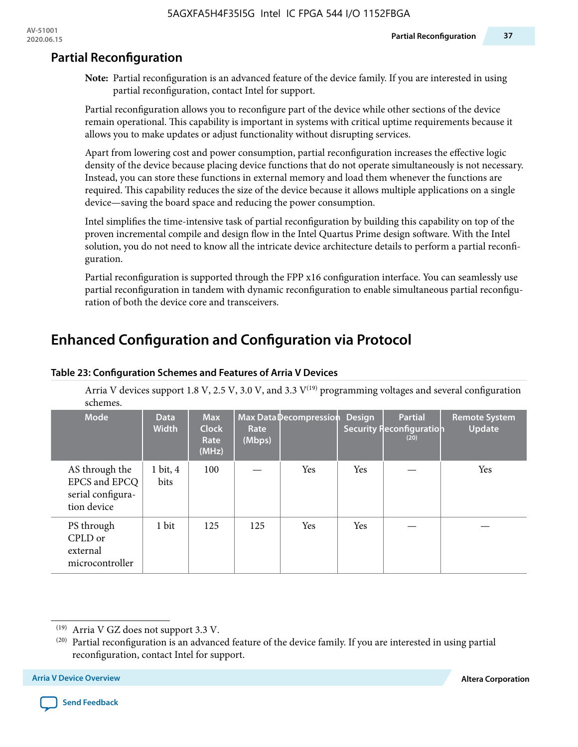## Partial Reconfiguration

**Note:** Partial reconfiguration is an advanced feature of the device family. If you are interested in using partial reconfiguration, contact Intel for support.

Partial reconfiguration allows you to reconfigure part of the device while other sections of the device remain operational. This capability is important in systems with critical uptime requirements because it allows you to make updates or adjust functionality without disrupting services.

Apart from lowering cost and power consumption, partial reconfiguration increases the effective logic density of the device because placing device functions that do not operate simultaneously is not necessary. Instead, you can store these functions in external memory and load them whenever the functions are required. This capability reduces the size of the device because it allows multiple applications on a single device—saving the board space and reducing the power consumption.

Intel simplifies the time-intensive task of partial reconfiguration by building this capability on top of the proven incremental compile and design flow in the Intel Quartus Prime design software. With the Intel solution, you do not need to know all the intricate device architecture details to perform a partial reconfiguration.

Partial reconfiguration is supported through the FPP x16 configuration interface. You can seamlessly use partial reconfiguration in tandem with dynamic reconfiguration to enable simultaneous partial reconfiguration of both the device core and transceivers.

## Enhanced Configuration and Configuration via Protocol

**Table 23: Configuration Schemes and Features of Arria V Devices**

Arria V devices support 1.8 V, 2.5 V, 3.0 V, and 3.3 V[19] programming voltages and several configuration schemes.

| Mode | Data Width | Max Clock Rate (MHz) | Max Data Rate (Mbps) | Decompression | Design Security | Partial Reconfiguration [20] | Remote System Update |
|---|---|---|---|---|---|---|---|
| AS through the EPCS and EPCQ serial configuration device | 1 bit, 4 bits | 100 | — | Yes | Yes | — | Yes |
| PS through CPLD or external microcontroller | 1 bit | 125 | 125 | Yes | Yes | — | — |

[19] Arria V GZ does not support 3.3 V.

[20] Partial reconfiguration is an advanced feature of the device family. If you are interested in using partial reconfiguration, contact Intel for support.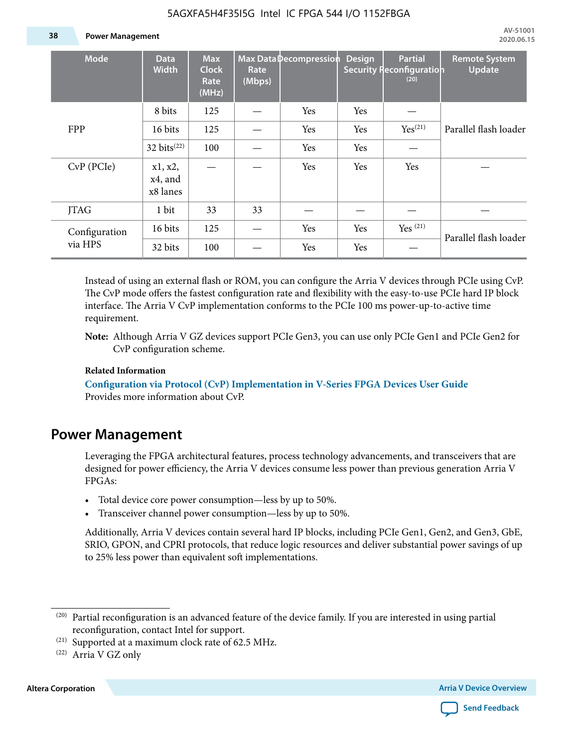| Mode | Data Width | Max Clock Rate (MHz) | Max Data Rate (Mbps) | Decompression | Design Security | Partial Reconfiguration [20] | Remote System Update |
|---|---|---|---|---|---|---|---|
| FPP | 8 bits | 125 | — | Yes | Yes | — | Parallel flash loader |
| | 16 bits | 125 | — | Yes | Yes | Yes[21] | |
| | 32 bits[22] | 100 | — | Yes | Yes | — | |
| CvP (PCIe) | x1, x2, x4, and x8 lanes | — | — | Yes | Yes | Yes | — |
| JTAG | 1 bit | 33 | 33 | — | — | — | — |
| Configuration via HPS | 16 bits | 125 | — | Yes | Yes | Yes [21] | Parallel flash loader |
| | 32 bits | 100 | — | Yes | Yes | — | |

Instead of using an external flash or ROM, you can configure the Arria V devices through PCIe using CvP. The CvP mode offers the fastest configuration rate and flexibility with the easy-to-use PCIe hard IP block interface. The Arria V CvP implementation conforms to the PCIe 100 ms power-up-to-active time requirement.

**Note:** Although Arria V GZ devices support PCIe Gen3, you can use only PCIe Gen1 and PCIe Gen2 for CvP configuration scheme.

**Related Information**

**Configuration via Protocol (CvP) Implementation in V-Series FPGA Devices User Guide**
Provides more information about CvP.

## Power Management

Leveraging the FPGA architectural features, process technology advancements, and transceivers that are designed for power efficiency, the Arria V devices consume less power than previous generation Arria V FPGAs:

- Total device core power consumption—less by up to 50%.
- Transceiver channel power consumption—less by up to 50%.

Additionally, Arria V devices contain several hard IP blocks, including PCIe Gen1, Gen2, and Gen3, GbE, SRIO, GPON, and CPRI protocols, that reduce logic resources and deliver substantial power savings of up to 25% less power than equivalent soft implementations.

[20] Partial reconfiguration is an advanced feature of the device family. If you are interested in using partial reconfiguration, contact Intel for support.

[21] Supported at a maximum clock rate of 62.5 MHz.

[22] Arria V GZ only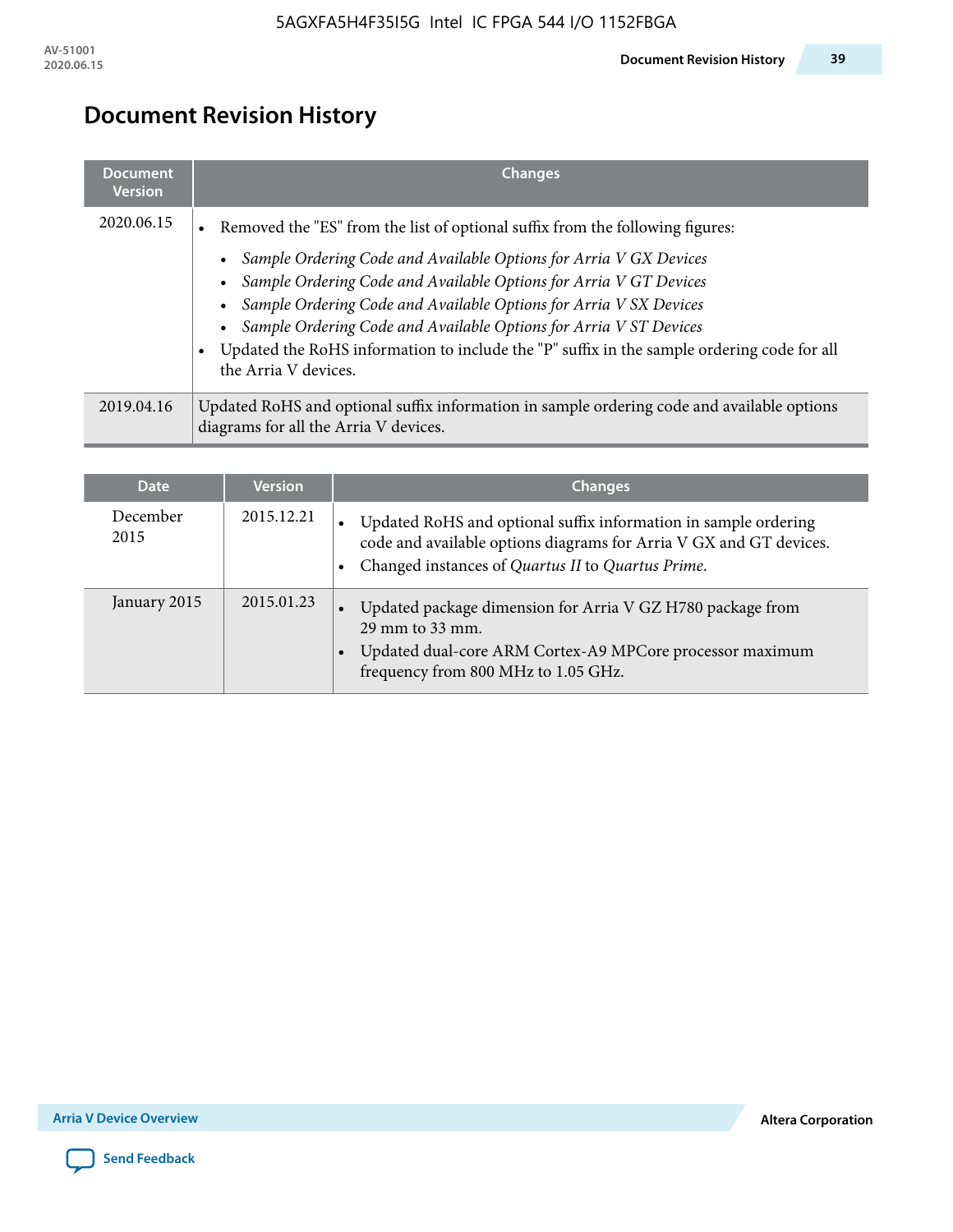# Document Revision History

| Document Version | Changes |
|---|---|
| 2020.06.15 | • Removed the "ES" from the list of optional suffix from the following figures:<br>  • *Sample Ordering Code and Available Options for Arria V GX Devices*<br>  • *Sample Ordering Code and Available Options for Arria V GT Devices*<br>  • *Sample Ordering Code and Available Options for Arria V SX Devices*<br>  • *Sample Ordering Code and Available Options for Arria V ST Devices*<br>• Updated the RoHS information to include the "P" suffix in the sample ordering code for all the Arria V devices. |
| 2019.04.16 | Updated RoHS and optional suffix information in sample ordering code and available options diagrams for all the Arria V devices. |

| Date | Version | Changes |
|---|---|---|
| December 2015 | 2015.12.21 | • Updated RoHS and optional suffix information in sample ordering code and available options diagrams for Arria V GX and GT devices.<br>• Changed instances of *Quartus II* to *Quartus Prime*. |
| January 2015 | 2015.01.23 | • Updated package dimension for Arria V GZ H780 package from 29 mm to 33 mm.<br>• Updated dual-core ARM Cortex-A9 MPCore processor maximum frequency from 800 MHz to 1.05 GHz. |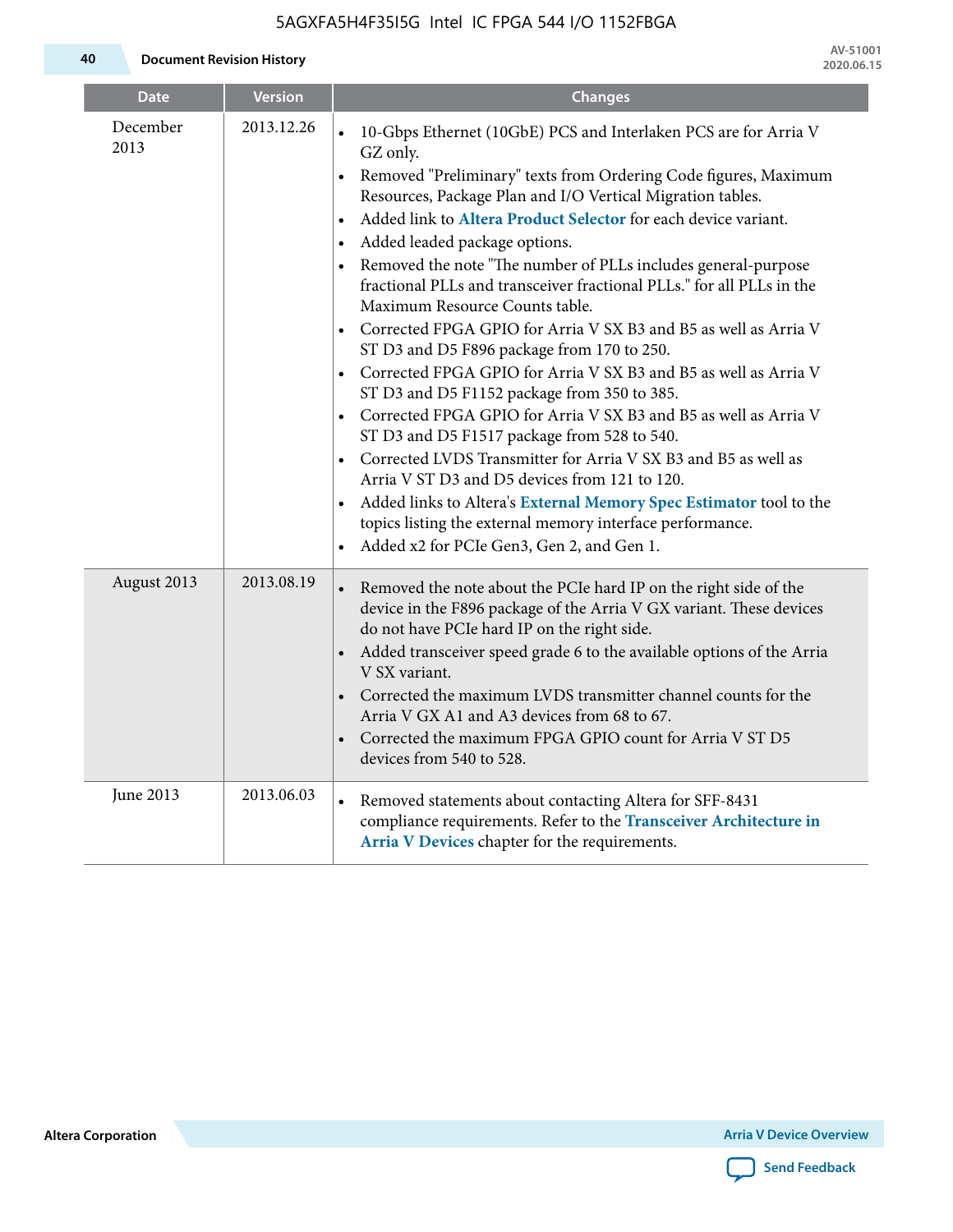| Date | Version | Changes |
|---|---|---|
| December 2013 | 2013.12.26 | • 10-Gbps Ethernet (10GbE) PCS and Interlaken PCS are for Arria V GZ only.<br>• Removed "Preliminary" texts from Ordering Code figures, Maximum Resources, Package Plan and I/O Vertical Migration tables.<br>• Added link to **Altera Product Selector** for each device variant.<br>• Added leaded package options.<br>• Removed the note "The number of PLLs includes general-purpose fractional PLLs and transceiver fractional PLLs." for all PLLs in the Maximum Resource Counts table.<br>• Corrected FPGA GPIO for Arria V SX B3 and B5 as well as Arria V ST D3 and D5 F896 package from 170 to 250.<br>• Corrected FPGA GPIO for Arria V SX B3 and B5 as well as Arria V ST D3 and D5 F1152 package from 350 to 385.<br>• Corrected FPGA GPIO for Arria V SX B3 and B5 as well as Arria V ST D3 and D5 F1517 package from 528 to 540.<br>• Corrected LVDS Transmitter for Arria V SX B3 and B5 as well as Arria V ST D3 and D5 devices from 121 to 120.<br>• Added links to Altera's **External Memory Spec Estimator** tool to the topics listing the external memory interface performance.<br>• Added x2 for PCIe Gen3, Gen 2, and Gen 1. |
| August 2013 | 2013.08.19 | • Removed the note about the PCIe hard IP on the right side of the device in the F896 package of the Arria V GX variant. These devices do not have PCIe hard IP on the right side.<br>• Added transceiver speed grade 6 to the available options of the Arria V SX variant.<br>• Corrected the maximum LVDS transmitter channel counts for the Arria V GX A1 and A3 devices from 68 to 67.<br>• Corrected the maximum FPGA GPIO count for Arria V ST D5 devices from 540 to 528. |
| June 2013 | 2013.06.03 | • Removed statements about contacting Altera for SFF-8431 compliance requirements. Refer to the **Transceiver Architecture in Arria V Devices** chapter for the requirements. |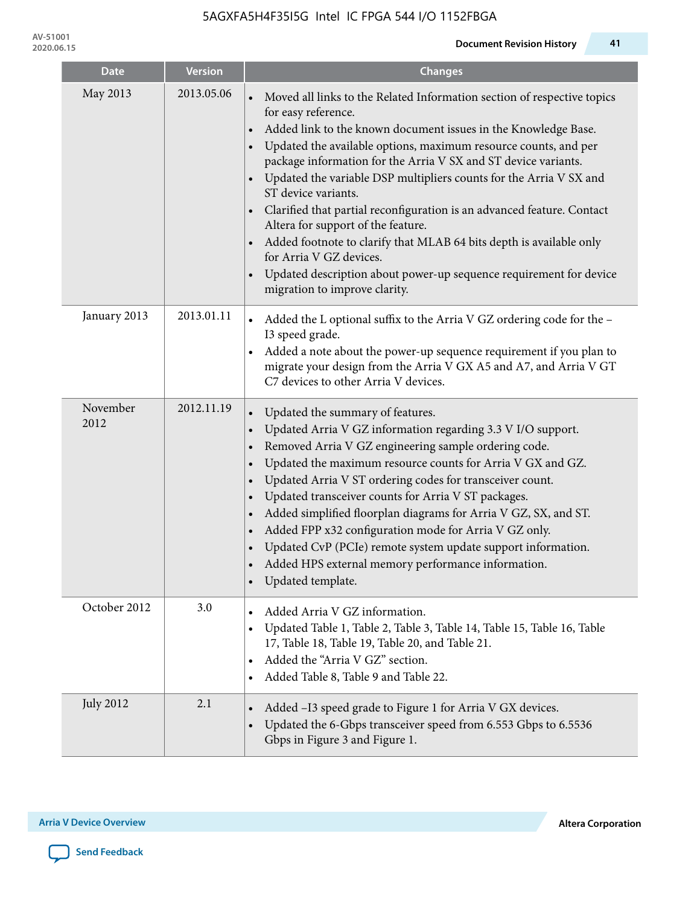| Date | Version | Changes |
|---|---|---|
| May 2013 | 2013.05.06 | • Moved all links to the Related Information section of respective topics for easy reference.<br>• Added link to the known document issues in the Knowledge Base.<br>• Updated the available options, maximum resource counts, and per package information for the Arria V SX and ST device variants.<br>• Updated the variable DSP multipliers counts for the Arria V SX and ST device variants.<br>• Clarified that partial reconfiguration is an advanced feature. Contact Altera for support of the feature.<br>• Added footnote to clarify that MLAB 64 bits depth is available only for Arria V GZ devices.<br>• Updated description about power-up sequence requirement for device migration to improve clarity. |
| January 2013 | 2013.01.11 | • Added the L optional suffix to the Arria V GZ ordering code for the –I3 speed grade.<br>• Added a note about the power-up sequence requirement if you plan to migrate your design from the Arria V GX A5 and A7, and Arria V GT C7 devices to other Arria V devices. |
| November 2012 | 2012.11.19 | • Updated the summary of features.<br>• Updated Arria V GZ information regarding 3.3 V I/O support.<br>• Removed Arria V GZ engineering sample ordering code.<br>• Updated the maximum resource counts for Arria V GX and GZ.<br>• Updated Arria V ST ordering codes for transceiver count.<br>• Updated transceiver counts for Arria V ST packages.<br>• Added simplified floorplan diagrams for Arria V GZ, SX, and ST.<br>• Added FPP x32 configuration mode for Arria V GZ only.<br>• Updated CvP (PCIe) remote system update support information.<br>• Added HPS external memory performance information.<br>• Updated template. |
| October 2012 | 3.0 | • Added Arria V GZ information.<br>• Updated Table 1, Table 2, Table 3, Table 14, Table 15, Table 16, Table 17, Table 18, Table 19, Table 20, and Table 21.<br>• Added the "Arria V GZ" section.<br>• Added Table 8, Table 9 and Table 22. |
| July 2012 | 2.1 | • Added –I3 speed grade to Figure 1 for Arria V GX devices.<br>• Updated the 6-Gbps transceiver speed from 6.553 Gbps to 6.5536 Gbps in Figure 3 and Figure 1. |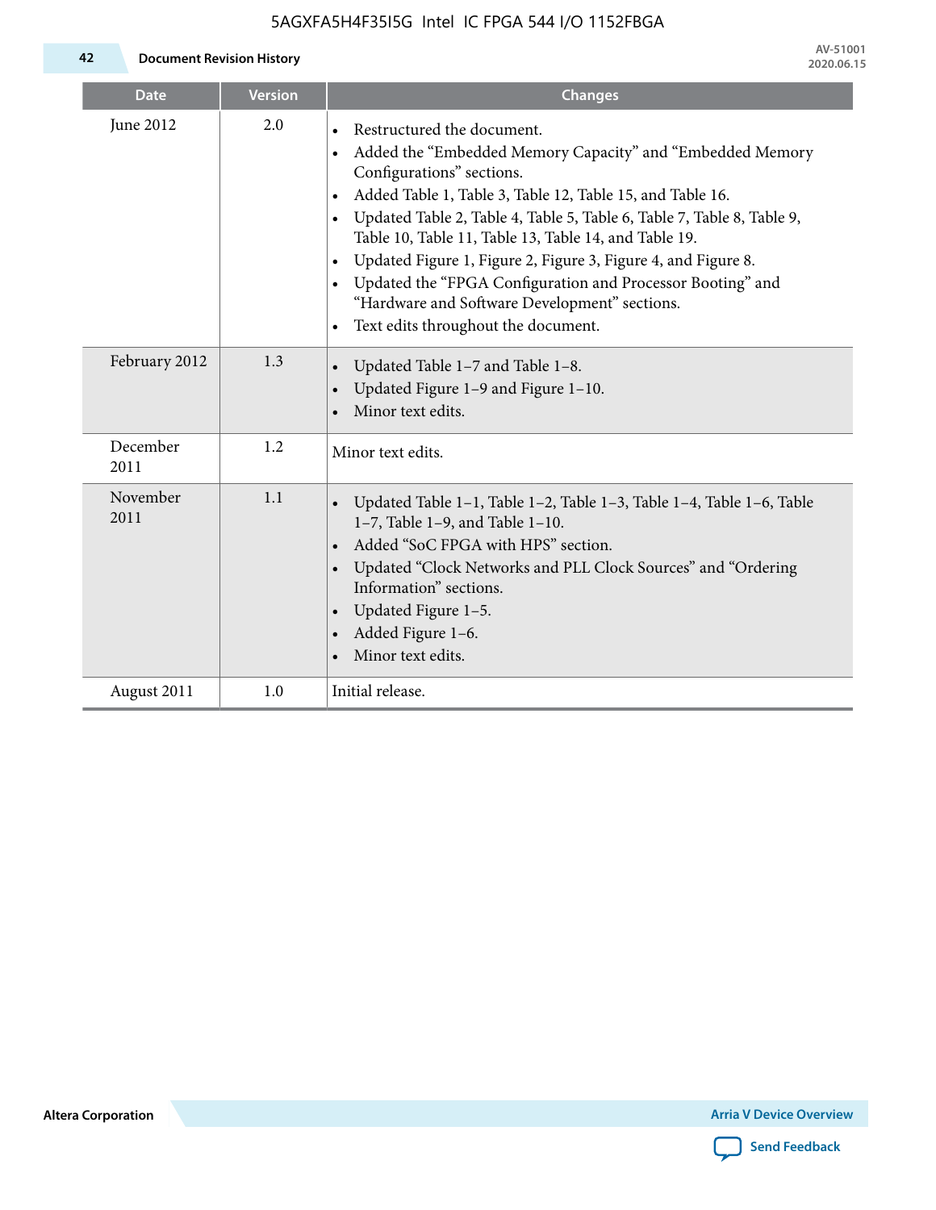| Date | Version | Changes |
|---|---|---|
| June 2012 | 2.0 | • Restructured the document. • Added the "Embedded Memory Capacity" and "Embedded Memory Configurations" sections. • Added Table 1, Table 3, Table 12, Table 15, and Table 16. • Updated Table 2, Table 4, Table 5, Table 6, Table 7, Table 8, Table 9, Table 10, Table 11, Table 13, Table 14, and Table 19. • Updated Figure 1, Figure 2, Figure 3, Figure 4, and Figure 8. • Updated the "FPGA Configuration and Processor Booting" and "Hardware and Software Development" sections. • Text edits throughout the document. |
| February 2012 | 1.3 | • Updated Table 1–7 and Table 1–8. • Updated Figure 1–9 and Figure 1–10. • Minor text edits. |
| December 2011 | 1.2 | Minor text edits. |
| November 2011 | 1.1 | • Updated Table 1–1, Table 1–2, Table 1–3, Table 1–4, Table 1–6, Table 1–7, Table 1–9, and Table 1–10. • Added "SoC FPGA with HPS" section. • Updated "Clock Networks and PLL Clock Sources" and "Ordering Information" sections. • Updated Figure 1–5. • Added Figure 1–6. • Minor text edits. |
| August 2011 | 1.0 | Initial release. |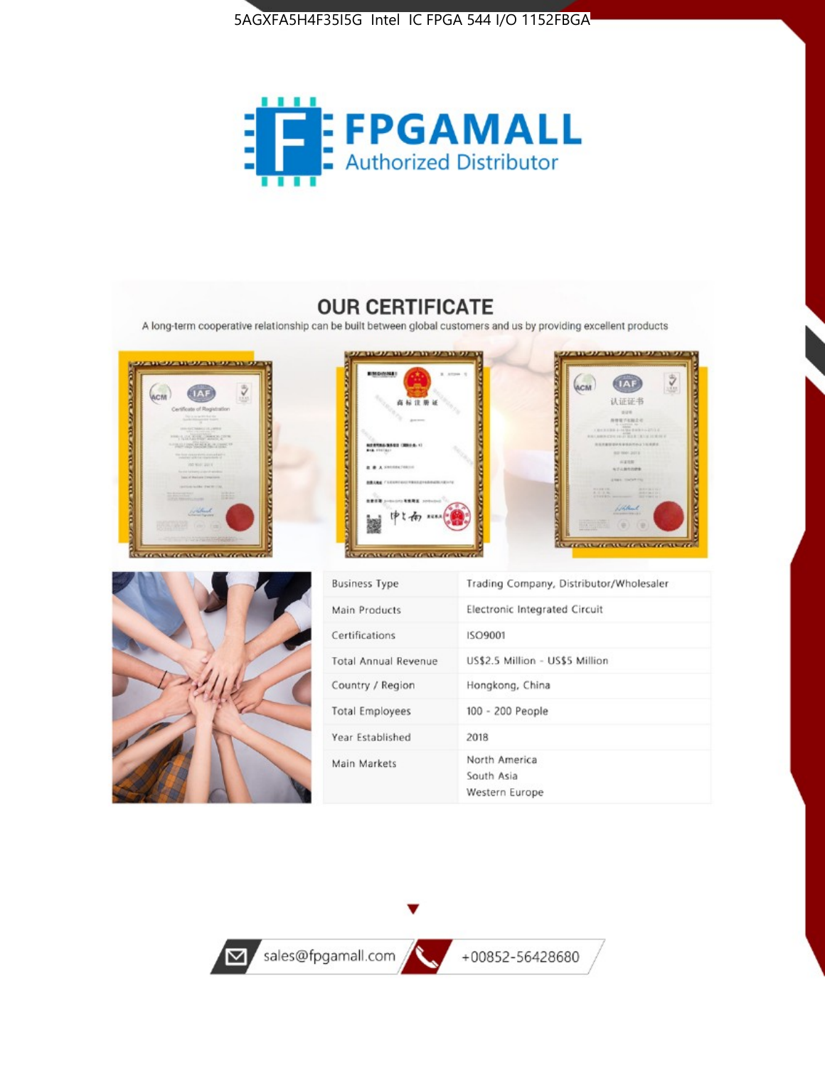FPGAMALL
Authorized Distributor

## OUR CERTIFICATE

A long-term cooperative relationship can be built between global customers and us by providing excellent products

| | |
|---|---|
| Business Type | Trading Company, Distributor/Wholesaler |
| Main Products | Electronic Integrated Circuit |
| Certifications | ISO9001 |
| Total Annual Revenue | US$2.5 Million - US$5 Million |
| Country / Region | Hongkong, China |
| Total Employees | 100 - 200 People |
| Year Established | 2018 |
| Main Markets | North America<br>South Asia<br>Western Europe |

sales@fpgamall.com

+00852-56428680